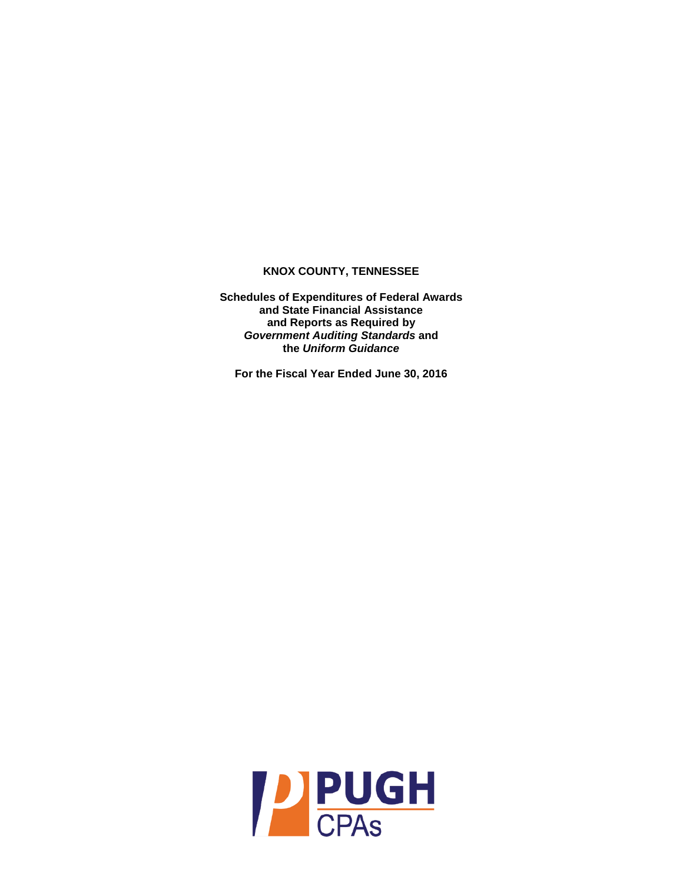# KNOX COUNTY, TENNESSEE

**Schedules of Expenditures of Federal Awards and State Financial Assistance and Reports as Required by *Government Auditing Standards* and the *Uniform Guidance***

**For the Fiscal Year Ended June 30, 2016**

PUGH CPAs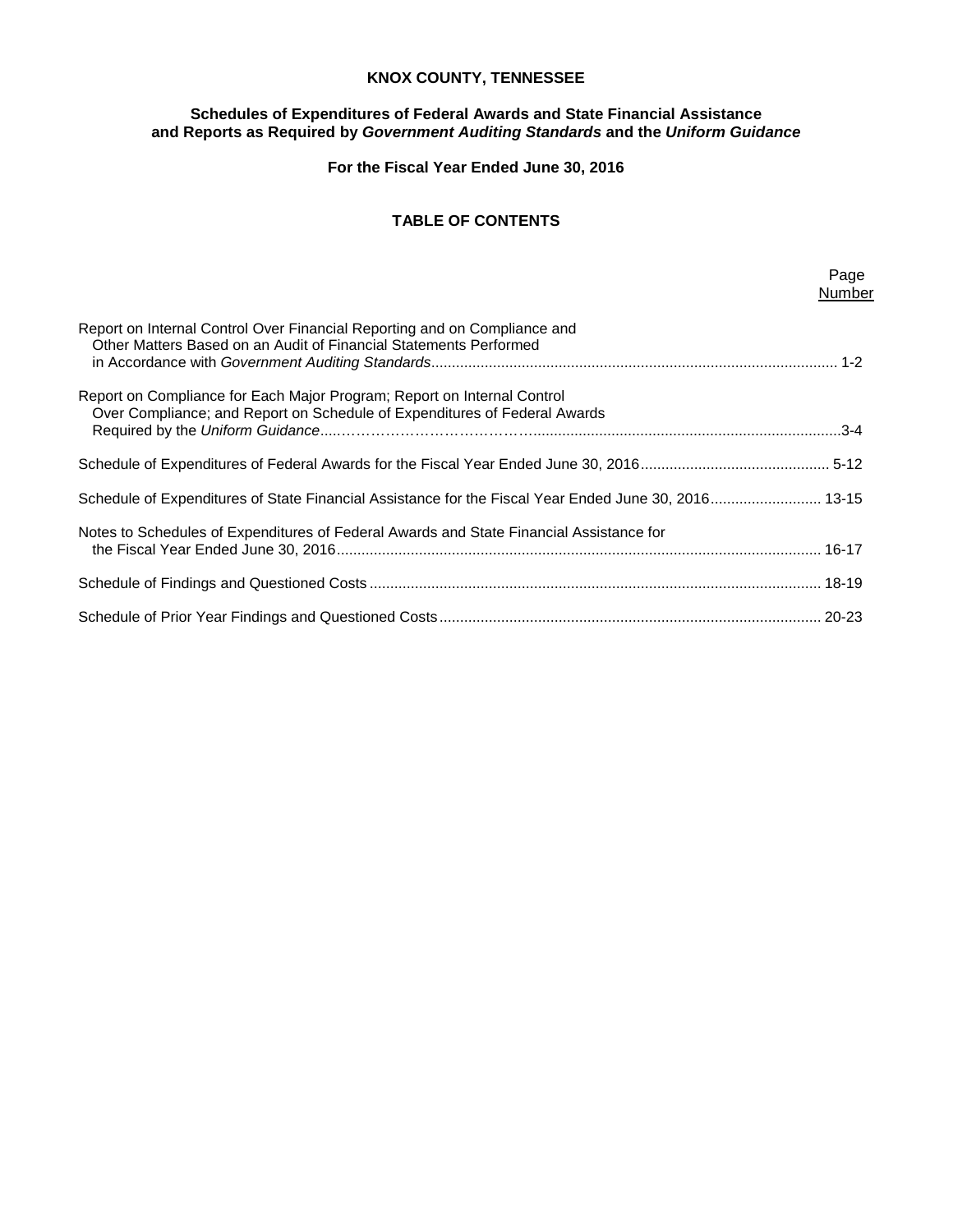**KNOX COUNTY, TENNESSEE**

**Schedules of Expenditures of Federal Awards and State Financial Assistance and Reports as Required by *Government Auditing Standards* and the *Uniform Guidance***

**For the Fiscal Year Ended June 30, 2016**

**TABLE OF CONTENTS**

| | Page Number |
|---|---|
| Report on Internal Control Over Financial Reporting and on Compliance and Other Matters Based on an Audit of Financial Statements Performed in Accordance with *Government Auditing Standards* | 1-2 |
| Report on Compliance for Each Major Program; Report on Internal Control Over Compliance; and Report on Schedule of Expenditures of Federal Awards Required by the *Uniform Guidance* | 3-4 |
| Schedule of Expenditures of Federal Awards for the Fiscal Year Ended June 30, 2016 | 5-12 |
| Schedule of Expenditures of State Financial Assistance for the Fiscal Year Ended June 30, 2016 | 13-15 |
| Notes to Schedules of Expenditures of Federal Awards and State Financial Assistance for the Fiscal Year Ended June 30, 2016 | 16-17 |
| Schedule of Findings and Questioned Costs | 18-19 |
| Schedule of Prior Year Findings and Questioned Costs | 20-23 |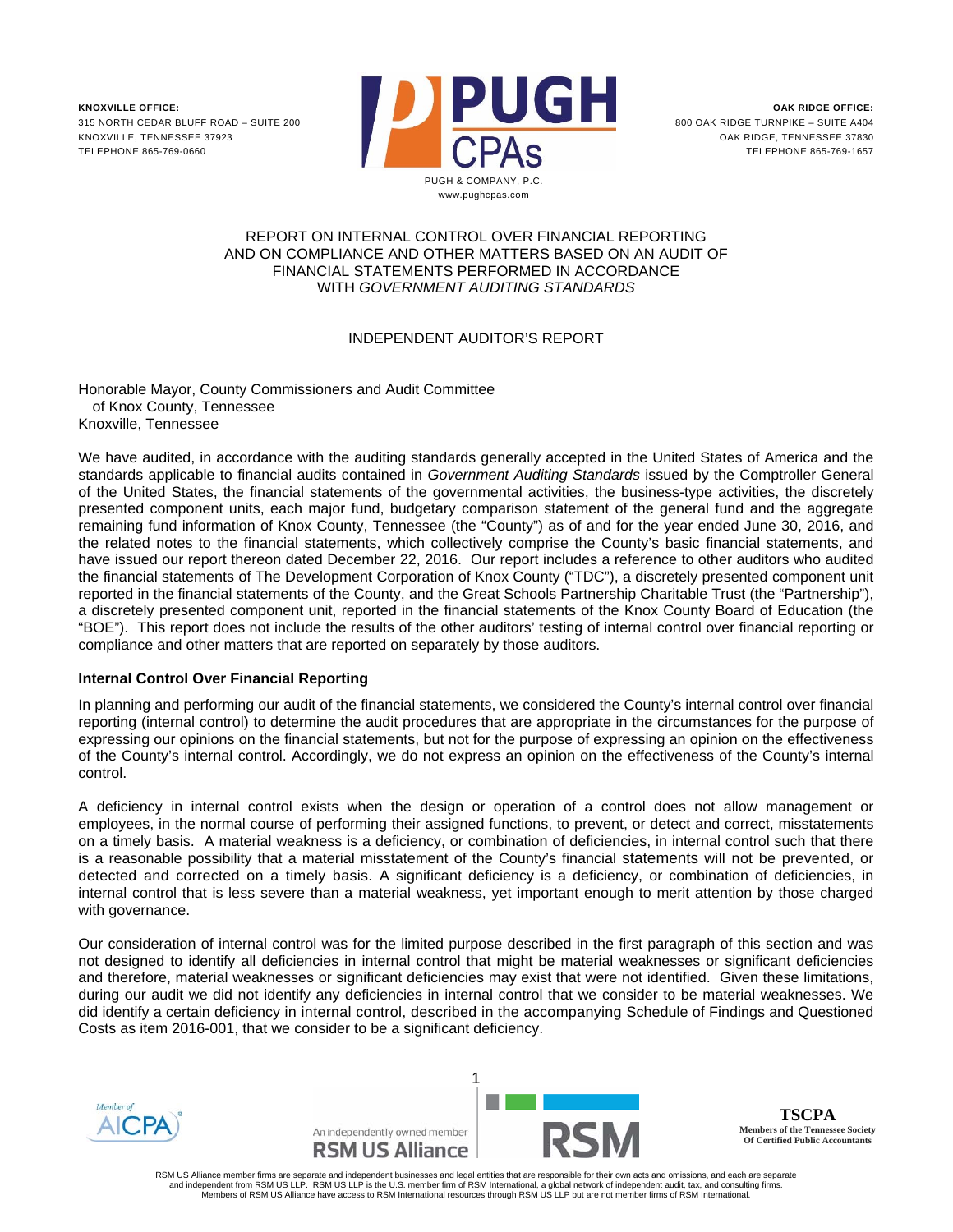**KNOXVILLE OFFICE:**
315 NORTH CEDAR BLUFF ROAD – SUITE 200
KNOXVILLE, TENNESSEE 37923
TELEPHONE 865-769-0660

PUGH CPAs
PUGH & COMPANY, P.C.
www.pughcpas.com

**OAK RIDGE OFFICE:**
800 OAK RIDGE TURNPIKE – SUITE A404
OAK RIDGE, TENNESSEE 37830
TELEPHONE 865-769-1657

REPORT ON INTERNAL CONTROL OVER FINANCIAL REPORTING AND ON COMPLIANCE AND OTHER MATTERS BASED ON AN AUDIT OF FINANCIAL STATEMENTS PERFORMED IN ACCORDANCE WITH *GOVERNMENT AUDITING STANDARDS*

INDEPENDENT AUDITOR'S REPORT

Honorable Mayor, County Commissioners and Audit Committee
of Knox County, Tennessee
Knoxville, Tennessee

We have audited, in accordance with the auditing standards generally accepted in the United States of America and the standards applicable to financial audits contained in *Government Auditing Standards* issued by the Comptroller General of the United States, the financial statements of the governmental activities, the business-type activities, the discretely presented component units, each major fund, budgetary comparison statement of the general fund and the aggregate remaining fund information of Knox County, Tennessee (the "County") as of and for the year ended June 30, 2016, and the related notes to the financial statements, which collectively comprise the County's basic financial statements, and have issued our report thereon dated December 22, 2016. Our report includes a reference to other auditors who audited the financial statements of The Development Corporation of Knox County ("TDC"), a discretely presented component unit reported in the financial statements of the County, and the Great Schools Partnership Charitable Trust (the "Partnership"), a discretely presented component unit, reported in the financial statements of the Knox County Board of Education (the "BOE"). This report does not include the results of the other auditors' testing of internal control over financial reporting or compliance and other matters that are reported on separately by those auditors.

**Internal Control Over Financial Reporting**

In planning and performing our audit of the financial statements, we considered the County's internal control over financial reporting (internal control) to determine the audit procedures that are appropriate in the circumstances for the purpose of expressing our opinions on the financial statements, but not for the purpose of expressing an opinion on the effectiveness of the County's internal control. Accordingly, we do not express an opinion on the effectiveness of the County's internal control.

A deficiency in internal control exists when the design or operation of a control does not allow management or employees, in the normal course of performing their assigned functions, to prevent, or detect and correct, misstatements on a timely basis. A material weakness is a deficiency, or combination of deficiencies, in internal control such that there is a reasonable possibility that a material misstatement of the County's financial statements will not be prevented, or detected and corrected on a timely basis. A significant deficiency is a deficiency, or combination of deficiencies, in internal control that is less severe than a material weakness, yet important enough to merit attention by those charged with governance.

Our consideration of internal control was for the limited purpose described in the first paragraph of this section and was not designed to identify all deficiencies in internal control that might be material weaknesses or significant deficiencies and therefore, material weaknesses or significant deficiencies may exist that were not identified. Given these limitations, during our audit we did not identify any deficiencies in internal control that we consider to be material weaknesses. We did identify a certain deficiency in internal control, described in the accompanying Schedule of Findings and Questioned Costs as item 2016-001, that we consider to be a significant deficiency.

Member of AICPA

An independently owned member RSM US Alliance

RSM

**TSCPA**
**Members of the Tennessee Society Of Certified Public Accountants**

RSM US Alliance member firms are separate and independent businesses and legal entities that are responsible for their own acts and omissions, and each are separate and independent from RSM US LLP. RSM US LLP is the U.S. member firm of RSM International, a global network of independent audit, tax, and consulting firms. Members of RSM US Alliance have access to RSM International resources through RSM US LLP but are not member firms of RSM International.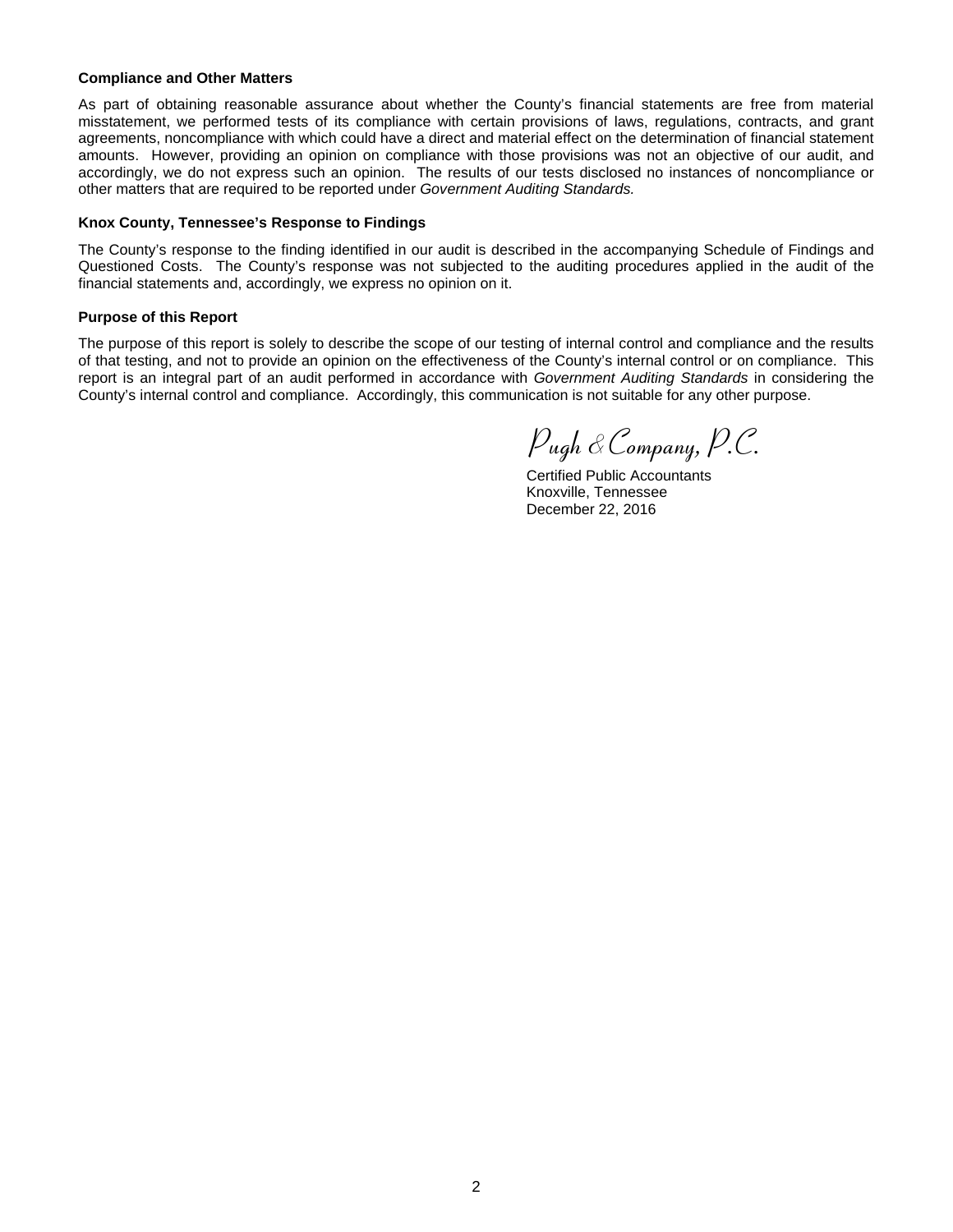**Compliance and Other Matters**

As part of obtaining reasonable assurance about whether the County's financial statements are free from material misstatement, we performed tests of its compliance with certain provisions of laws, regulations, contracts, and grant agreements, noncompliance with which could have a direct and material effect on the determination of financial statement amounts. However, providing an opinion on compliance with those provisions was not an objective of our audit, and accordingly, we do not express such an opinion. The results of our tests disclosed no instances of noncompliance or other matters that are required to be reported under *Government Auditing Standards.*

**Knox County, Tennessee's Response to Findings**

The County's response to the finding identified in our audit is described in the accompanying Schedule of Findings and Questioned Costs. The County's response was not subjected to the auditing procedures applied in the audit of the financial statements and, accordingly, we express no opinion on it.

**Purpose of this Report**

The purpose of this report is solely to describe the scope of our testing of internal control and compliance and the results of that testing, and not to provide an opinion on the effectiveness of the County's internal control or on compliance. This report is an integral part of an audit performed in accordance with *Government Auditing Standards* in considering the County's internal control and compliance. Accordingly, this communication is not suitable for any other purpose.

*Pugh & Company, P.C.*

Certified Public Accountants
Knoxville, Tennessee
December 22, 2016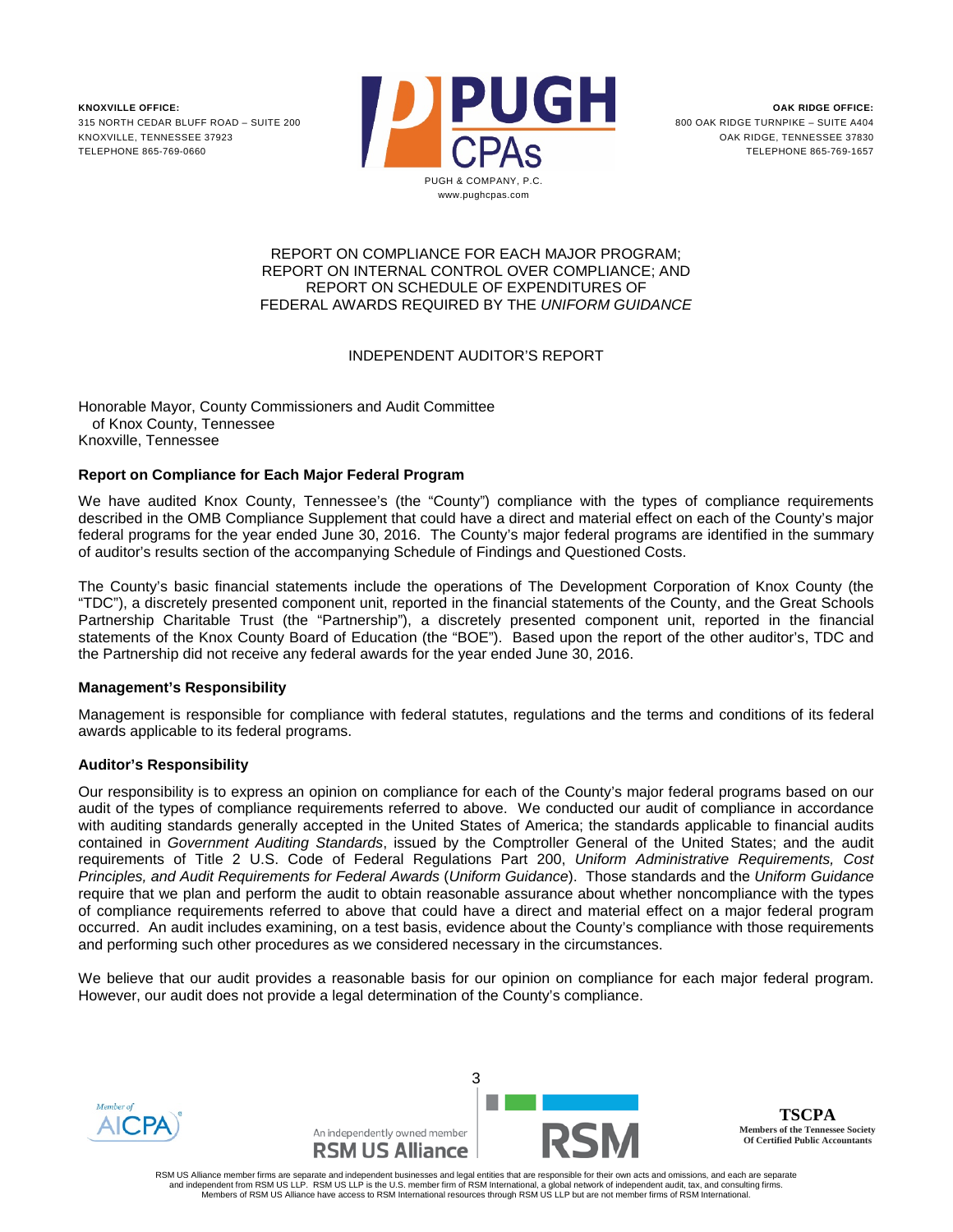KNOXVILLE OFFICE:
315 NORTH CEDAR BLUFF ROAD – SUITE 200
KNOXVILLE, TENNESSEE 37923
TELEPHONE 865-769-0660

PUGH CPAs
PUGH & COMPANY, P.C.
www.pughcpas.com

OAK RIDGE OFFICE:
800 OAK RIDGE TURNPIKE – SUITE A404
OAK RIDGE, TENNESSEE 37830
TELEPHONE 865-769-1657

# REPORT ON COMPLIANCE FOR EACH MAJOR PROGRAM; REPORT ON INTERNAL CONTROL OVER COMPLIANCE; AND REPORT ON SCHEDULE OF EXPENDITURES OF FEDERAL AWARDS REQUIRED BY THE *UNIFORM GUIDANCE*

## INDEPENDENT AUDITOR'S REPORT

Honorable Mayor, County Commissioners and Audit Committee
of Knox County, Tennessee
Knoxville, Tennessee

### Report on Compliance for Each Major Federal Program

We have audited Knox County, Tennessee's (the "County") compliance with the types of compliance requirements described in the OMB Compliance Supplement that could have a direct and material effect on each of the County's major federal programs for the year ended June 30, 2016. The County's major federal programs are identified in the summary of auditor's results section of the accompanying Schedule of Findings and Questioned Costs.

The County's basic financial statements include the operations of The Development Corporation of Knox County (the "TDC"), a discretely presented component unit, reported in the financial statements of the County, and the Great Schools Partnership Charitable Trust (the "Partnership"), a discretely presented component unit, reported in the financial statements of the Knox County Board of Education (the "BOE"). Based upon the report of the other auditor's, TDC and the Partnership did not receive any federal awards for the year ended June 30, 2016.

### Management's Responsibility

Management is responsible for compliance with federal statutes, regulations and the terms and conditions of its federal awards applicable to its federal programs.

### Auditor's Responsibility

Our responsibility is to express an opinion on compliance for each of the County's major federal programs based on our audit of the types of compliance requirements referred to above. We conducted our audit of compliance in accordance with auditing standards generally accepted in the United States of America; the standards applicable to financial audits contained in *Government Auditing Standards*, issued by the Comptroller General of the United States; and the audit requirements of Title 2 U.S. Code of Federal Regulations Part 200, *Uniform Administrative Requirements, Cost Principles, and Audit Requirements for Federal Awards* (*Uniform Guidance*). Those standards and the *Uniform Guidance* require that we plan and perform the audit to obtain reasonable assurance about whether noncompliance with the types of compliance requirements referred to above that could have a direct and material effect on a major federal program occurred. An audit includes examining, on a test basis, evidence about the County's compliance with those requirements and performing such other procedures as we considered necessary in the circumstances.

We believe that our audit provides a reasonable basis for our opinion on compliance for each major federal program. However, our audit does not provide a legal determination of the County's compliance.

Member of AICPA

An independently owned member RSM US Alliance

RSM

TSCPA
Members of the Tennessee Society Of Certified Public Accountants

RSM US Alliance member firms are separate and independent businesses and legal entities that are responsible for their own acts and omissions, and each are separate and independent from RSM US LLP. RSM US LLP is the U.S. member firm of RSM International, a global network of independent audit, tax, and consulting firms. Members of RSM US Alliance have access to RSM International resources through RSM US LLP but are not member firms of RSM International.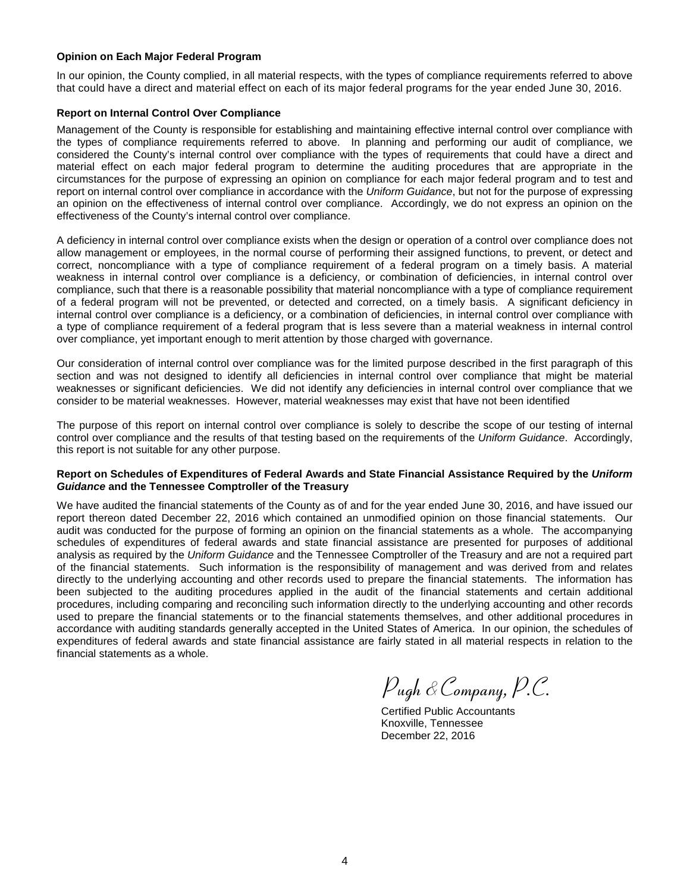**Opinion on Each Major Federal Program**

In our opinion, the County complied, in all material respects, with the types of compliance requirements referred to above that could have a direct and material effect on each of its major federal programs for the year ended June 30, 2016.

**Report on Internal Control Over Compliance**

Management of the County is responsible for establishing and maintaining effective internal control over compliance with the types of compliance requirements referred to above. In planning and performing our audit of compliance, we considered the County's internal control over compliance with the types of requirements that could have a direct and material effect on each major federal program to determine the auditing procedures that are appropriate in the circumstances for the purpose of expressing an opinion on compliance for each major federal program and to test and report on internal control over compliance in accordance with the *Uniform Guidance*, but not for the purpose of expressing an opinion on the effectiveness of internal control over compliance. Accordingly, we do not express an opinion on the effectiveness of the County's internal control over compliance.

A deficiency in internal control over compliance exists when the design or operation of a control over compliance does not allow management or employees, in the normal course of performing their assigned functions, to prevent, or detect and correct, noncompliance with a type of compliance requirement of a federal program on a timely basis. A material weakness in internal control over compliance is a deficiency, or combination of deficiencies, in internal control over compliance, such that there is a reasonable possibility that material noncompliance with a type of compliance requirement of a federal program will not be prevented, or detected and corrected, on a timely basis. A significant deficiency in internal control over compliance is a deficiency, or a combination of deficiencies, in internal control over compliance with a type of compliance requirement of a federal program that is less severe than a material weakness in internal control over compliance, yet important enough to merit attention by those charged with governance.

Our consideration of internal control over compliance was for the limited purpose described in the first paragraph of this section and was not designed to identify all deficiencies in internal control over compliance that might be material weaknesses or significant deficiencies. We did not identify any deficiencies in internal control over compliance that we consider to be material weaknesses. However, material weaknesses may exist that have not been identified

The purpose of this report on internal control over compliance is solely to describe the scope of our testing of internal control over compliance and the results of that testing based on the requirements of the *Uniform Guidance*. Accordingly, this report is not suitable for any other purpose.

**Report on Schedules of Expenditures of Federal Awards and State Financial Assistance Required by the *Uniform Guidance* and the Tennessee Comptroller of the Treasury**

We have audited the financial statements of the County as of and for the year ended June 30, 2016, and have issued our report thereon dated December 22, 2016 which contained an unmodified opinion on those financial statements. Our audit was conducted for the purpose of forming an opinion on the financial statements as a whole. The accompanying schedules of expenditures of federal awards and state financial assistance are presented for purposes of additional analysis as required by the *Uniform Guidance* and the Tennessee Comptroller of the Treasury and are not a required part of the financial statements. Such information is the responsibility of management and was derived from and relates directly to the underlying accounting and other records used to prepare the financial statements. The information has been subjected to the auditing procedures applied in the audit of the financial statements and certain additional procedures, including comparing and reconciling such information directly to the underlying accounting and other records used to prepare the financial statements or to the financial statements themselves, and other additional procedures in accordance with auditing standards generally accepted in the United States of America. In our opinion, the schedules of expenditures of federal awards and state financial assistance are fairly stated in all material respects in relation to the financial statements as a whole.

*Pugh & Company, P.C.*

Certified Public Accountants
Knoxville, Tennessee
December 22, 2016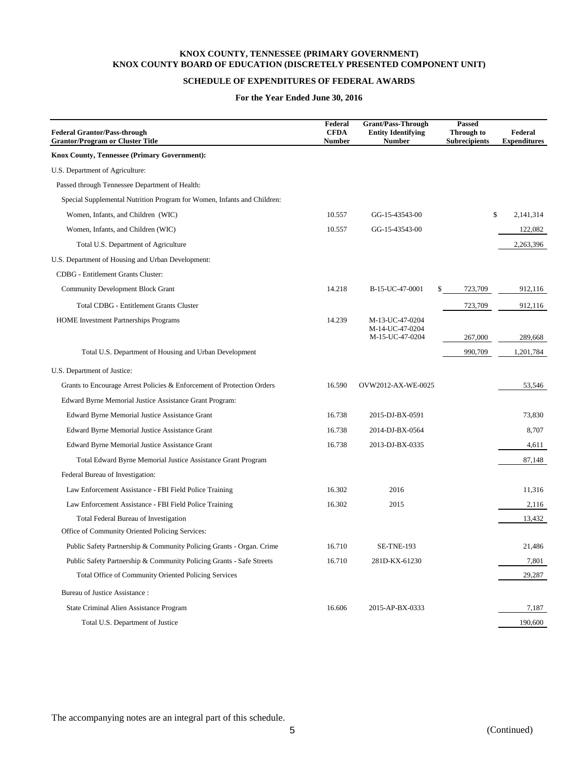**KNOX COUNTY, TENNESSEE (PRIMARY GOVERNMENT)**
**KNOX COUNTY BOARD OF EDUCATION (DISCRETELY PRESENTED COMPONENT UNIT)**

**SCHEDULE OF EXPENDITURES OF FEDERAL AWARDS**

**For the Year Ended June 30, 2016**

| Federal Grantor/Pass-through Grantor/Program or Cluster Title | Federal CFDA Number | Grant/Pass-Through Entity Identifying Number | Passed Through to Subrecipients | Federal Expenditures |
|---|---|---|---|---|
| **Knox County, Tennessee (Primary Government):** | | | | |
| U.S. Department of Agriculture: | | | | |
| Passed through Tennessee Department of Health: | | | | |
| Special Supplemental Nutrition Program for Women, Infants and Children: | | | | |
| Women, Infants, and Children (WIC) | 10.557 | GG-15-43543-00 | | $ 2,141,314 |
| Women, Infants, and Children (WIC) | 10.557 | GG-15-43543-00 | | 122,082 |
| Total U.S. Department of Agriculture | | | | 2,263,396 |
| U.S. Department of Housing and Urban Development: | | | | |
| CDBG - Entitlement Grants Cluster: | | | | |
| Community Development Block Grant | 14.218 | B-15-UC-47-0001 | $ 723,709 | 912,116 |
| Total CDBG - Entitlement Grants Cluster | | | 723,709 | 912,116 |
| HOME Investment Partnerships Programs | 14.239 | M-13-UC-47-0204 M-14-UC-47-0204 M-15-UC-47-0204 | 267,000 | 289,668 |
| Total U.S. Department of Housing and Urban Development | | | 990,709 | 1,201,784 |
| U.S. Department of Justice: | | | | |
| Grants to Encourage Arrest Policies & Enforcement of Protection Orders | 16.590 | OVW2012-AX-WE-0025 | | 53,546 |
| Edward Byrne Memorial Justice Assistance Grant Program: | | | | |
| Edward Byrne Memorial Justice Assistance Grant | 16.738 | 2015-DJ-BX-0591 | | 73,830 |
| Edward Byrne Memorial Justice Assistance Grant | 16.738 | 2014-DJ-BX-0564 | | 8,707 |
| Edward Byrne Memorial Justice Assistance Grant | 16.738 | 2013-DJ-BX-0335 | | 4,611 |
| Total Edward Byrne Memorial Justice Assistance Grant Program | | | | 87,148 |
| Federal Bureau of Investigation: | | | | |
| Law Enforcement Assistance - FBI Field Police Training | 16.302 | 2016 | | 11,316 |
| Law Enforcement Assistance - FBI Field Police Training | 16.302 | 2015 | | 2,116 |
| Total Federal Bureau of Investigation | | | | 13,432 |
| Office of Community Oriented Policing Services: | | | | |
| Public Safety Partnership & Community Policing Grants - Organ. Crime | 16.710 | SE-TNE-193 | | 21,486 |
| Public Safety Partnership & Community Policing Grants - Safe Streets | 16.710 | 281D-KX-61230 | | 7,801 |
| Total Office of Community Oriented Policing Services | | | | 29,287 |
| Bureau of Justice Assistance : | | | | |
| State Criminal Alien Assistance Program | 16.606 | 2015-AP-BX-0333 | | 7,187 |
| Total U.S. Department of Justice | | | | 190,600 |

The accompanying notes are an integral part of this schedule.

(Continued)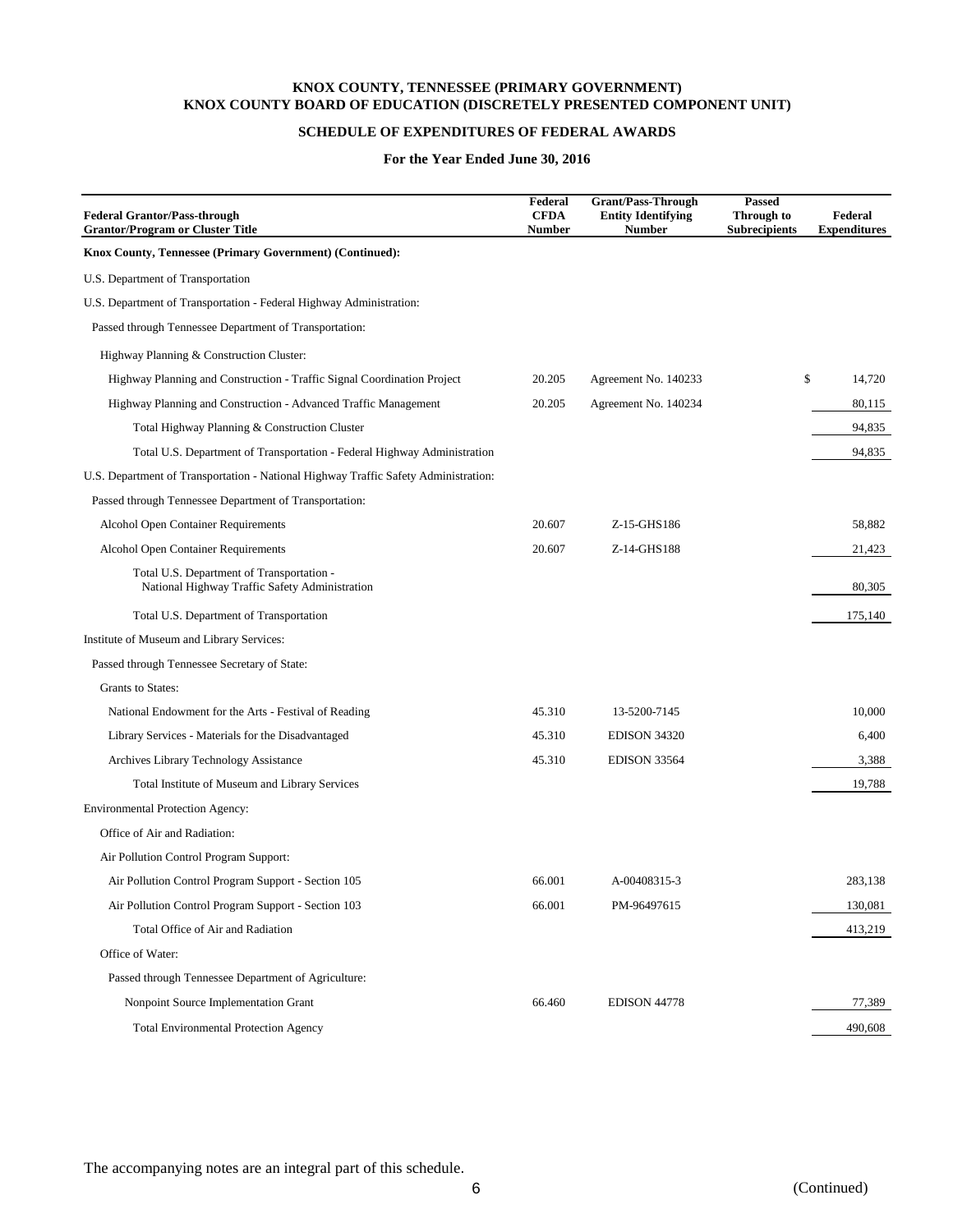# KNOX COUNTY, TENNESSEE (PRIMARY GOVERNMENT)
# KNOX COUNTY BOARD OF EDUCATION (DISCRETELY PRESENTED COMPONENT UNIT)

## SCHEDULE OF EXPENDITURES OF FEDERAL AWARDS

### For the Year Ended June 30, 2016

| Federal Grantor/Pass-through Grantor/Program or Cluster Title | Federal CFDA Number | Grant/Pass-Through Entity Identifying Number | Passed Through to Subrecipients | Federal Expenditures |
|---|---|---|---|---|
| **Knox County, Tennessee (Primary Government) (Continued):** | | | | |
| U.S. Department of Transportation | | | | |
| U.S. Department of Transportation - Federal Highway Administration: | | | | |
| Passed through Tennessee Department of Transportation: | | | | |
| Highway Planning & Construction Cluster: | | | | |
| Highway Planning and Construction - Traffic Signal Coordination Project | 20.205 | Agreement No. 140233 | | $ 14,720 |
| Highway Planning and Construction - Advanced Traffic Management | 20.205 | Agreement No. 140234 | | 80,115 |
| Total Highway Planning & Construction Cluster | | | | 94,835 |
| Total U.S. Department of Transportation - Federal Highway Administration | | | | 94,835 |
| U.S. Department of Transportation - National Highway Traffic Safety Administration: | | | | |
| Passed through Tennessee Department of Transportation: | | | | |
| Alcohol Open Container Requirements | 20.607 | Z-15-GHS186 | | 58,882 |
| Alcohol Open Container Requirements | 20.607 | Z-14-GHS188 | | 21,423 |
| Total U.S. Department of Transportation - National Highway Traffic Safety Administration | | | | 80,305 |
| Total U.S. Department of Transportation | | | | 175,140 |
| Institute of Museum and Library Services: | | | | |
| Passed through Tennessee Secretary of State: | | | | |
| Grants to States: | | | | |
| National Endowment for the Arts - Festival of Reading | 45.310 | 13-5200-7145 | | 10,000 |
| Library Services - Materials for the Disadvantaged | 45.310 | EDISON 34320 | | 6,400 |
| Archives Library Technology Assistance | 45.310 | EDISON 33564 | | 3,388 |
| Total Institute of Museum and Library Services | | | | 19,788 |
| Environmental Protection Agency: | | | | |
| Office of Air and Radiation: | | | | |
| Air Pollution Control Program Support: | | | | |
| Air Pollution Control Program Support - Section 105 | 66.001 | A-00408315-3 | | 283,138 |
| Air Pollution Control Program Support - Section 103 | 66.001 | PM-96497615 | | 130,081 |
| Total Office of Air and Radiation | | | | 413,219 |
| Office of Water: | | | | |
| Passed through Tennessee Department of Agriculture: | | | | |
| Nonpoint Source Implementation Grant | 66.460 | EDISON 44778 | | 77,389 |
| Total Environmental Protection Agency | | | | 490,608 |

The accompanying notes are an integral part of this schedule.

(Continued)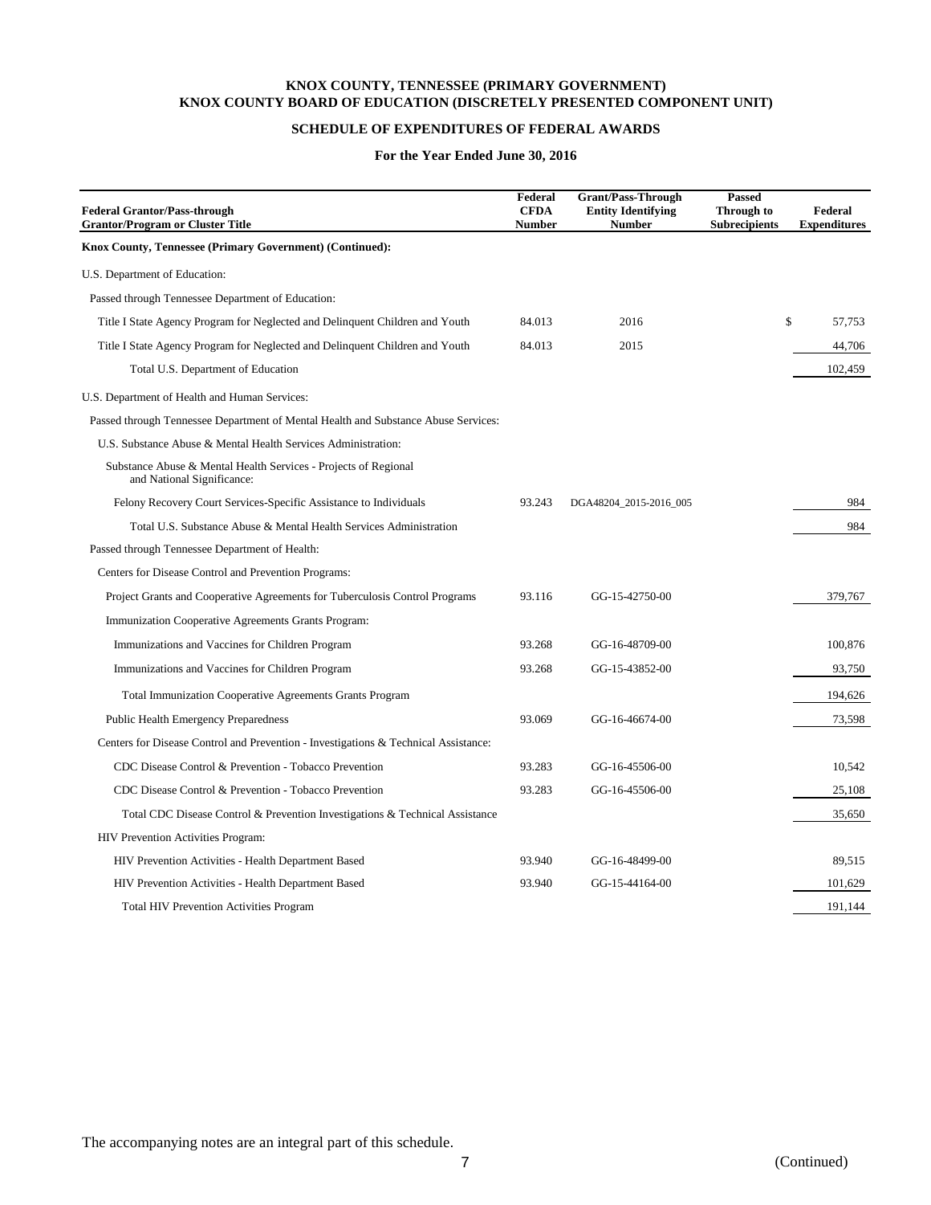**KNOX COUNTY, TENNESSEE (PRIMARY GOVERNMENT)**
**KNOX COUNTY BOARD OF EDUCATION (DISCRETELY PRESENTED COMPONENT UNIT)**

**SCHEDULE OF EXPENDITURES OF FEDERAL AWARDS**

**For the Year Ended June 30, 2016**

| Federal Grantor/Pass-through Grantor/Program or Cluster Title | Federal CFDA Number | Grant/Pass-Through Entity Identifying Number | Passed Through to Subrecipients | Federal Expenditures |
|---|---|---|---|---|
| **Knox County, Tennessee (Primary Government) (Continued):** | | | | |
| U.S. Department of Education: | | | | |
| Passed through Tennessee Department of Education: | | | | |
| Title I State Agency Program for Neglected and Delinquent Children and Youth | 84.013 | 2016 | | $ 57,753 |
| Title I State Agency Program for Neglected and Delinquent Children and Youth | 84.013 | 2015 | | 44,706 |
| Total U.S. Department of Education | | | | 102,459 |
| U.S. Department of Health and Human Services: | | | | |
| Passed through Tennessee Department of Mental Health and Substance Abuse Services: | | | | |
| U.S. Substance Abuse & Mental Health Services Administration: | | | | |
| Substance Abuse & Mental Health Services - Projects of Regional and National Significance: | | | | |
| Felony Recovery Court Services-Specific Assistance to Individuals | 93.243 | DGA48204_2015-2016_005 | | 984 |
| Total U.S. Substance Abuse & Mental Health Services Administration | | | | 984 |
| Passed through Tennessee Department of Health: | | | | |
| Centers for Disease Control and Prevention Programs: | | | | |
| Project Grants and Cooperative Agreements for Tuberculosis Control Programs | 93.116 | GG-15-42750-00 | | 379,767 |
| Immunization Cooperative Agreements Grants Program: | | | | |
| Immunizations and Vaccines for Children Program | 93.268 | GG-16-48709-00 | | 100,876 |
| Immunizations and Vaccines for Children Program | 93.268 | GG-15-43852-00 | | 93,750 |
| Total Immunization Cooperative Agreements Grants Program | | | | 194,626 |
| Public Health Emergency Preparedness | 93.069 | GG-16-46674-00 | | 73,598 |
| Centers for Disease Control and Prevention - Investigations & Technical Assistance: | | | | |
| CDC Disease Control & Prevention - Tobacco Prevention | 93.283 | GG-16-45506-00 | | 10,542 |
| CDC Disease Control & Prevention - Tobacco Prevention | 93.283 | GG-16-45506-00 | | 25,108 |
| Total CDC Disease Control & Prevention Investigations & Technical Assistance | | | | 35,650 |
| HIV Prevention Activities Program: | | | | |
| HIV Prevention Activities - Health Department Based | 93.940 | GG-16-48499-00 | | 89,515 |
| HIV Prevention Activities - Health Department Based | 93.940 | GG-15-44164-00 | | 101,629 |
| Total HIV Prevention Activities Program | | | | 191,144 |

The accompanying notes are an integral part of this schedule.

(Continued)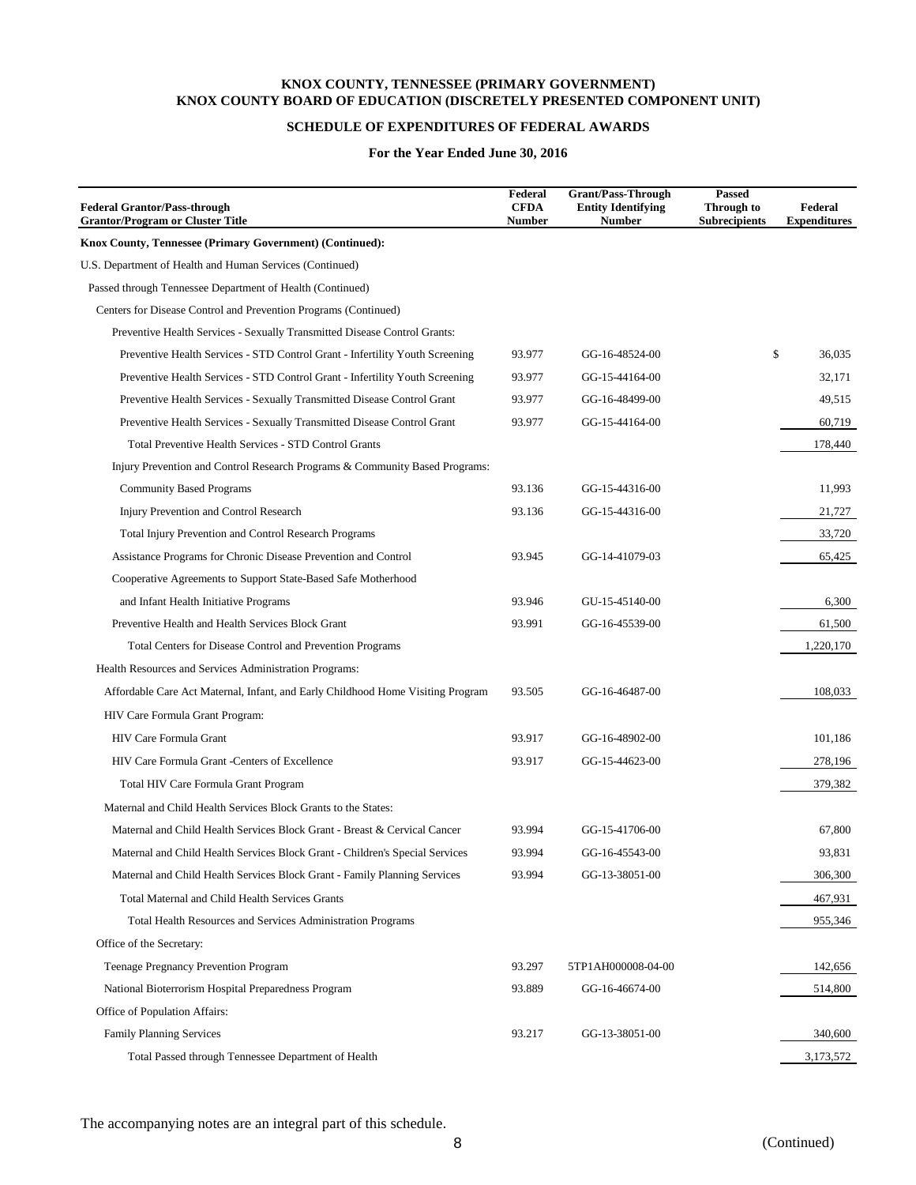**KNOX COUNTY, TENNESSEE (PRIMARY GOVERNMENT)**
**KNOX COUNTY BOARD OF EDUCATION (DISCRETELY PRESENTED COMPONENT UNIT)**

**SCHEDULE OF EXPENDITURES OF FEDERAL AWARDS**

**For the Year Ended June 30, 2016**

| Federal Grantor/Pass-through Grantor/Program or Cluster Title | Federal CFDA Number | Grant/Pass-Through Entity Identifying Number | Passed Through to Subrecipients | Federal Expenditures |
|---|---|---|---|---|
| **Knox County, Tennessee (Primary Government) (Continued):** | | | | |
| U.S. Department of Health and Human Services (Continued) | | | | |
| Passed through Tennessee Department of Health (Continued) | | | | |
| Centers for Disease Control and Prevention Programs (Continued) | | | | |
| Preventive Health Services - Sexually Transmitted Disease Control Grants: | | | | |
| Preventive Health Services - STD Control Grant - Infertility Youth Screening | 93.977 | GG-16-48524-00 | | $ 36,035 |
| Preventive Health Services - STD Control Grant - Infertility Youth Screening | 93.977 | GG-15-44164-00 | | 32,171 |
| Preventive Health Services - Sexually Transmitted Disease Control Grant | 93.977 | GG-16-48499-00 | | 49,515 |
| Preventive Health Services - Sexually Transmitted Disease Control Grant | 93.977 | GG-15-44164-00 | | 60,719 |
| Total Preventive Health Services - STD Control Grants | | | | 178,440 |
| Injury Prevention and Control Research Programs & Community Based Programs: | | | | |
| Community Based Programs | 93.136 | GG-15-44316-00 | | 11,993 |
| Injury Prevention and Control Research | 93.136 | GG-15-44316-00 | | 21,727 |
| Total Injury Prevention and Control Research Programs | | | | 33,720 |
| Assistance Programs for Chronic Disease Prevention and Control | 93.945 | GG-14-41079-03 | | 65,425 |
| Cooperative Agreements to Support State-Based Safe Motherhood and Infant Health Initiative Programs | 93.946 | GU-15-45140-00 | | 6,300 |
| Preventive Health and Health Services Block Grant | 93.991 | GG-16-45539-00 | | 61,500 |
| Total Centers for Disease Control and Prevention Programs | | | | 1,220,170 |
| Health Resources and Services Administration Programs: | | | | |
| Affordable Care Act Maternal, Infant, and Early Childhood Home Visiting Program | 93.505 | GG-16-46487-00 | | 108,033 |
| HIV Care Formula Grant Program: | | | | |
| HIV Care Formula Grant | 93.917 | GG-16-48902-00 | | 101,186 |
| HIV Care Formula Grant -Centers of Excellence | 93.917 | GG-15-44623-00 | | 278,196 |
| Total HIV Care Formula Grant Program | | | | 379,382 |
| Maternal and Child Health Services Block Grants to the States: | | | | |
| Maternal and Child Health Services Block Grant - Breast & Cervical Cancer | 93.994 | GG-15-41706-00 | | 67,800 |
| Maternal and Child Health Services Block Grant - Children's Special Services | 93.994 | GG-16-45543-00 | | 93,831 |
| Maternal and Child Health Services Block Grant - Family Planning Services | 93.994 | GG-13-38051-00 | | 306,300 |
| Total Maternal and Child Health Services Grants | | | | 467,931 |
| Total Health Resources and Services Administration Programs | | | | 955,346 |
| Office of the Secretary: | | | | |
| Teenage Pregnancy Prevention Program | 93.297 | 5TP1AH000008-04-00 | | 142,656 |
| National Bioterrorism Hospital Preparedness Program | 93.889 | GG-16-46674-00 | | 514,800 |
| Office of Population Affairs: | | | | |
| Family Planning Services | 93.217 | GG-13-38051-00 | | 340,600 |
| Total Passed through Tennessee Department of Health | | | | 3,173,572 |

The accompanying notes are an integral part of this schedule.

(Continued)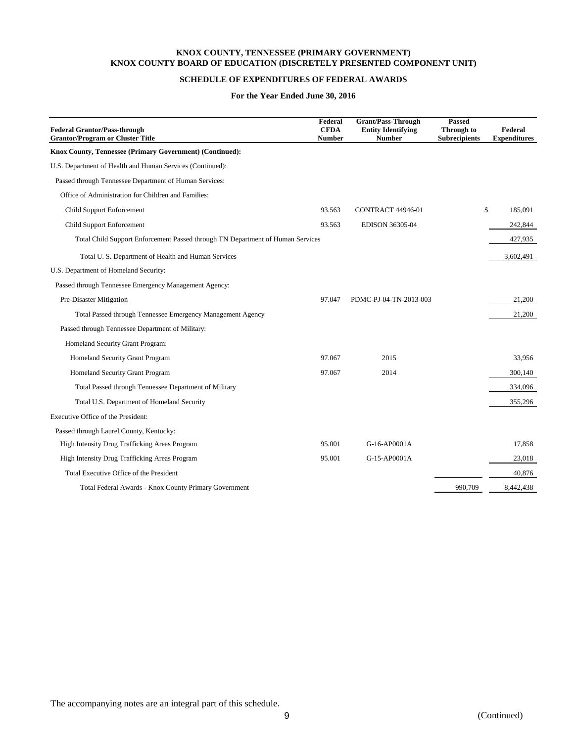**KNOX COUNTY, TENNESSEE (PRIMARY GOVERNMENT)**
**KNOX COUNTY BOARD OF EDUCATION (DISCRETELY PRESENTED COMPONENT UNIT)**

**SCHEDULE OF EXPENDITURES OF FEDERAL AWARDS**

**For the Year Ended June 30, 2016**

| Federal Grantor/Pass-through Grantor/Program or Cluster Title | Federal CFDA Number | Grant/Pass-Through Entity Identifying Number | Passed Through to Subrecipients | Federal Expenditures |
|---|---|---|---|---|
| **Knox County, Tennessee (Primary Government) (Continued):** | | | | |
| U.S. Department of Health and Human Services (Continued): | | | | |
| Passed through Tennessee Department of Human Services: | | | | |
| Office of Administration for Children and Families: | | | | |
| Child Support Enforcement | 93.563 | CONTRACT 44946-01 | | $ 185,091 |
| Child Support Enforcement | 93.563 | EDISON 36305-04 | | 242,844 |
| Total Child Support Enforcement Passed through TN Department of Human Services | | | | 427,935 |
| Total U. S. Department of Health and Human Services | | | | 3,602,491 |
| U.S. Department of Homeland Security: | | | | |
| Passed through Tennessee Emergency Management Agency: | | | | |
| Pre-Disaster Mitigation | 97.047 | PDMC-PJ-04-TN-2013-003 | | 21,200 |
| Total Passed through Tennessee Emergency Management Agency | | | | 21,200 |
| Passed through Tennessee Department of Military: | | | | |
| Homeland Security Grant Program: | | | | |
| Homeland Security Grant Program | 97.067 | 2015 | | 33,956 |
| Homeland Security Grant Program | 97.067 | 2014 | | 300,140 |
| Total Passed through Tennessee Department of Military | | | | 334,096 |
| Total U.S. Department of Homeland Security | | | | 355,296 |
| Executive Office of the President: | | | | |
| Passed through Laurel County, Kentucky: | | | | |
| High Intensity Drug Trafficking Areas Program | 95.001 | G-16-AP0001A | | 17,858 |
| High Intensity Drug Trafficking Areas Program | 95.001 | G-15-AP0001A | | 23,018 |
| Total Executive Office of the President | | | | 40,876 |
| Total Federal Awards - Knox County Primary Government | | | 990,709 | 8,442,438 |

The accompanying notes are an integral part of this schedule.

(Continued)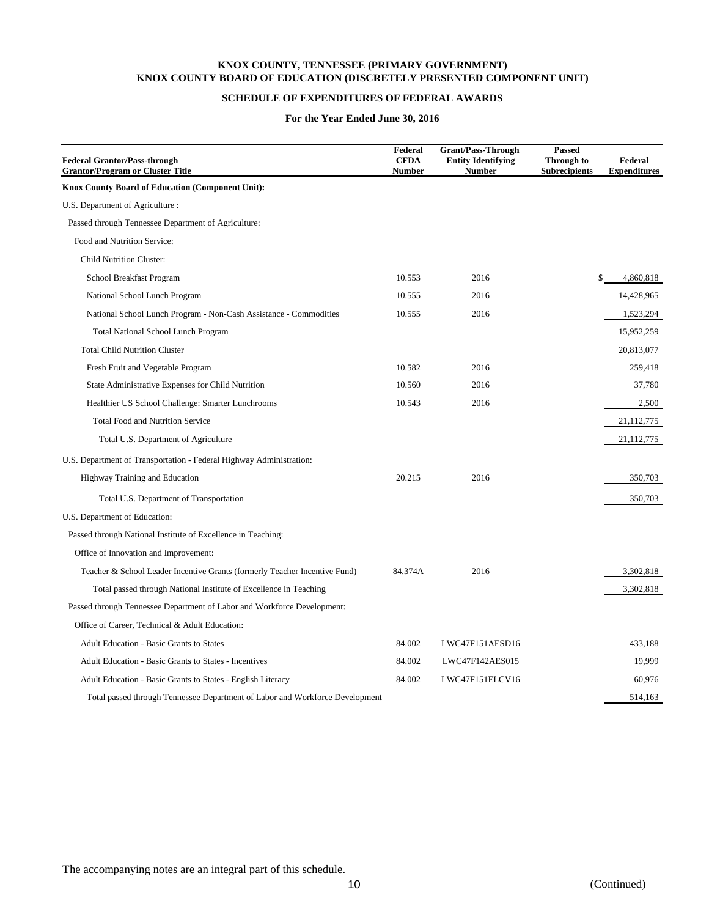# KNOX COUNTY, TENNESSEE (PRIMARY GOVERNMENT)
# KNOX COUNTY BOARD OF EDUCATION (DISCRETELY PRESENTED COMPONENT UNIT)

## SCHEDULE OF EXPENDITURES OF FEDERAL AWARDS

### For the Year Ended June 30, 2016

| Federal Grantor/Pass-through Grantor/Program or Cluster Title | Federal CFDA Number | Grant/Pass-Through Entity Identifying Number | Passed Through to Subrecipients | Federal Expenditures |
|---|---|---|---|---|
| **Knox County Board of Education (Component Unit):** | | | | |
| U.S. Department of Agriculture : | | | | |
| Passed through Tennessee Department of Agriculture: | | | | |
| Food and Nutrition Service: | | | | |
| Child Nutrition Cluster: | | | | |
| School Breakfast Program | 10.553 | 2016 | | $ 4,860,818 |
| National School Lunch Program | 10.555 | 2016 | | 14,428,965 |
| National School Lunch Program - Non-Cash Assistance - Commodities | 10.555 | 2016 | | 1,523,294 |
| Total National School Lunch Program | | | | 15,952,259 |
| Total Child Nutrition Cluster | | | | 20,813,077 |
| Fresh Fruit and Vegetable Program | 10.582 | 2016 | | 259,418 |
| State Administrative Expenses for Child Nutrition | 10.560 | 2016 | | 37,780 |
| Healthier US School Challenge: Smarter Lunchrooms | 10.543 | 2016 | | 2,500 |
| Total Food and Nutrition Service | | | | 21,112,775 |
| Total U.S. Department of Agriculture | | | | 21,112,775 |
| U.S. Department of Transportation - Federal Highway Administration: | | | | |
| Highway Training and Education | 20.215 | 2016 | | 350,703 |
| Total U.S. Department of Transportation | | | | 350,703 |
| U.S. Department of Education: | | | | |
| Passed through National Institute of Excellence in Teaching: | | | | |
| Office of Innovation and Improvement: | | | | |
| Teacher & School Leader Incentive Grants (formerly Teacher Incentive Fund) | 84.374A | 2016 | | 3,302,818 |
| Total passed through National Institute of Excellence in Teaching | | | | 3,302,818 |
| Passed through Tennessee Department of Labor and Workforce Development: | | | | |
| Office of Career, Technical & Adult Education: | | | | |
| Adult Education - Basic Grants to States | 84.002 | LWC47F151AESD16 | | 433,188 |
| Adult Education - Basic Grants to States - Incentives | 84.002 | LWC47F142AES015 | | 19,999 |
| Adult Education - Basic Grants to States - English Literacy | 84.002 | LWC47F151ELCV16 | | 60,976 |
| Total passed through Tennessee Department of Labor and Workforce Development | | | | 514,163 |

The accompanying notes are an integral part of this schedule.

(Continued)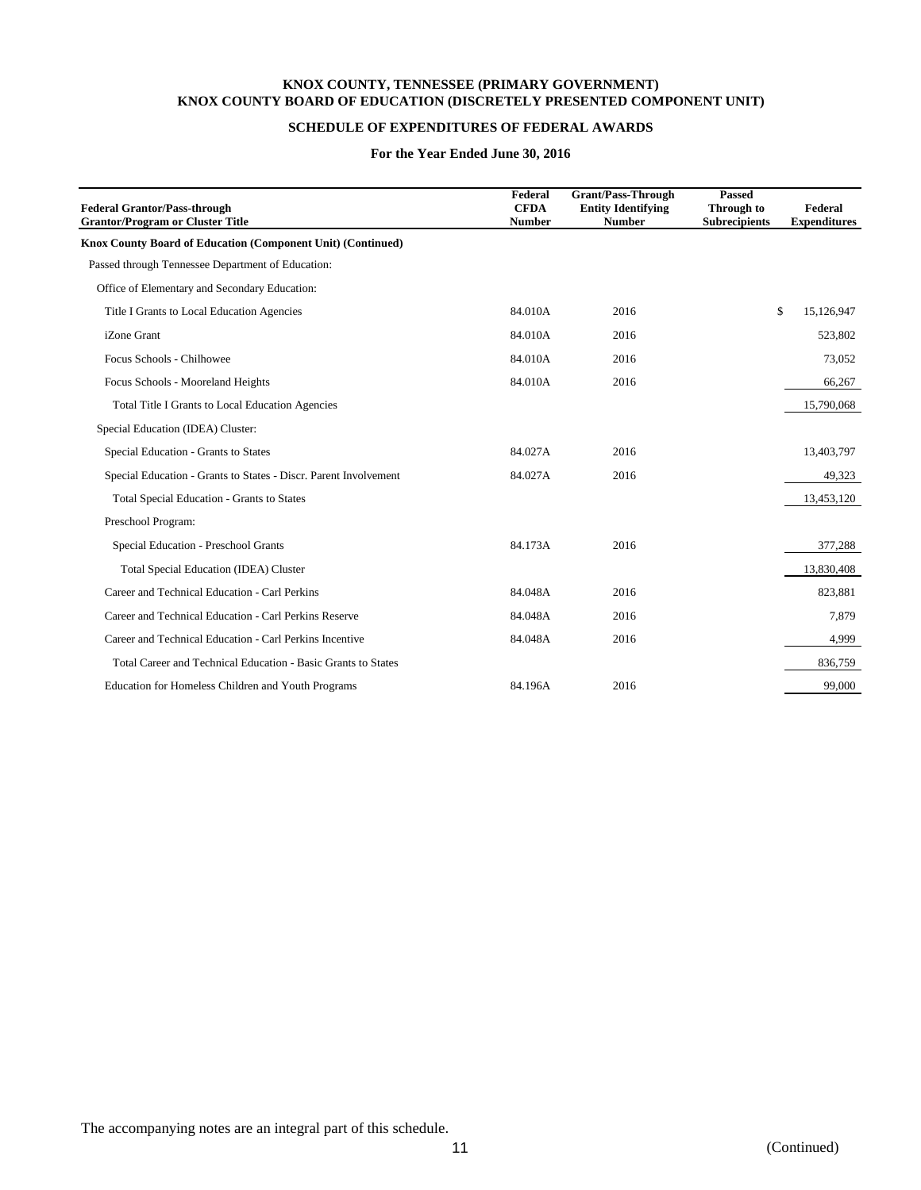**KNOX COUNTY, TENNESSEE (PRIMARY GOVERNMENT)**
**KNOX COUNTY BOARD OF EDUCATION (DISCRETELY PRESENTED COMPONENT UNIT)**

**SCHEDULE OF EXPENDITURES OF FEDERAL AWARDS**

**For the Year Ended June 30, 2016**

| Federal Grantor/Pass-through Grantor/Program or Cluster Title | Federal CFDA Number | Grant/Pass-Through Entity Identifying Number | Passed Through to Subrecipients | Federal Expenditures |
|---|---|---|---|---|
| **Knox County Board of Education (Component Unit) (Continued)** | | | | |
| Passed through Tennessee Department of Education: | | | | |
| Office of Elementary and Secondary Education: | | | | |
| Title I Grants to Local Education Agencies | 84.010A | 2016 | | $ 15,126,947 |
| iZone Grant | 84.010A | 2016 | | 523,802 |
| Focus Schools - Chilhowee | 84.010A | 2016 | | 73,052 |
| Focus Schools - Mooreland Heights | 84.010A | 2016 | | 66,267 |
| Total Title I Grants to Local Education Agencies | | | | 15,790,068 |
| Special Education (IDEA) Cluster: | | | | |
| Special Education - Grants to States | 84.027A | 2016 | | 13,403,797 |
| Special Education - Grants to States - Discr. Parent Involvement | 84.027A | 2016 | | 49,323 |
| Total Special Education - Grants to States | | | | 13,453,120 |
| Preschool Program: | | | | |
| Special Education - Preschool Grants | 84.173A | 2016 | | 377,288 |
| Total Special Education (IDEA) Cluster | | | | 13,830,408 |
| Career and Technical Education - Carl Perkins | 84.048A | 2016 | | 823,881 |
| Career and Technical Education - Carl Perkins Reserve | 84.048A | 2016 | | 7,879 |
| Career and Technical Education - Carl Perkins Incentive | 84.048A | 2016 | | 4,999 |
| Total Career and Technical Education - Basic Grants to States | | | | 836,759 |
| Education for Homeless Children and Youth Programs | 84.196A | 2016 | | 99,000 |

The accompanying notes are an integral part of this schedule.

(Continued)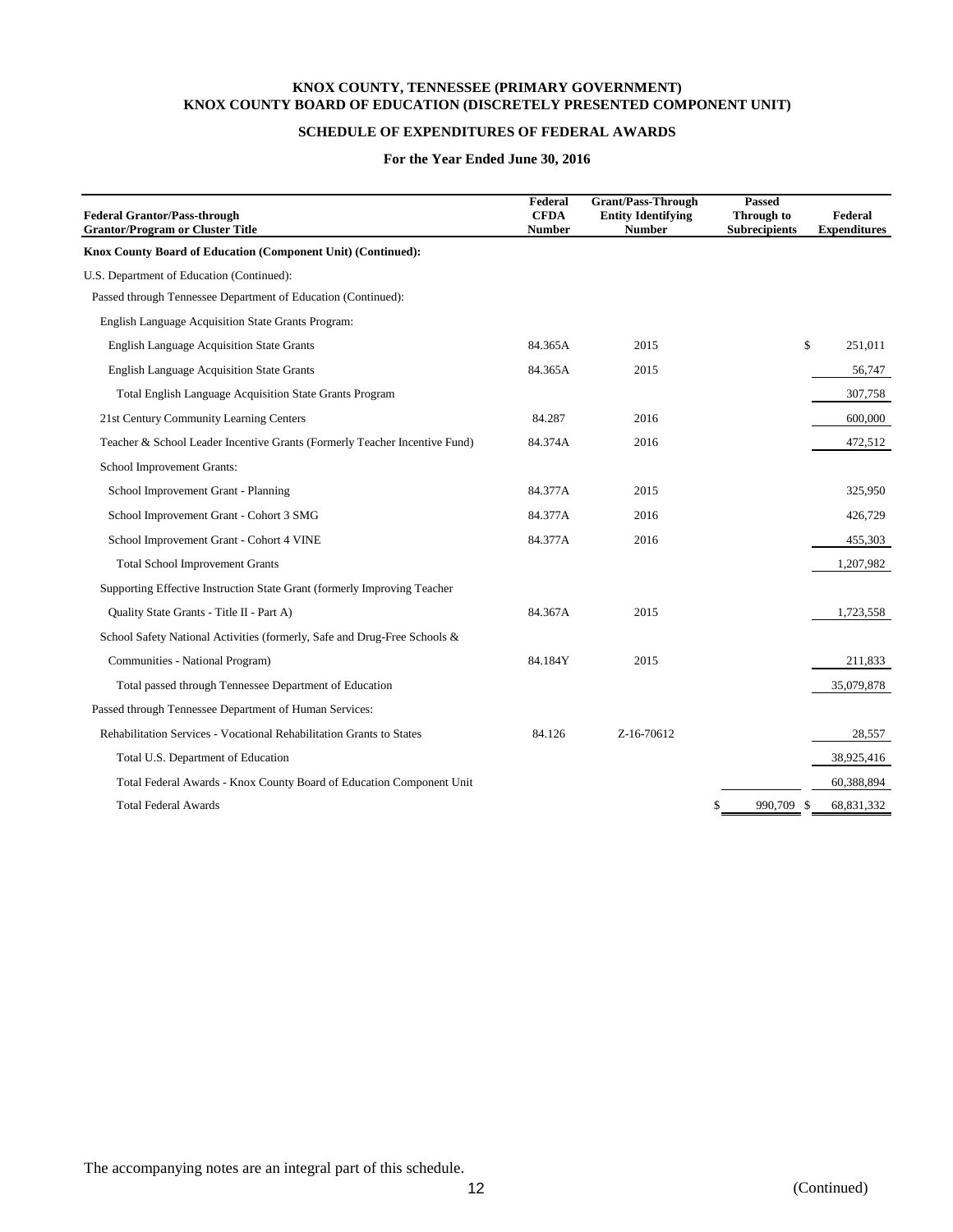**KNOX COUNTY, TENNESSEE (PRIMARY GOVERNMENT)**
**KNOX COUNTY BOARD OF EDUCATION (DISCRETELY PRESENTED COMPONENT UNIT)**

**SCHEDULE OF EXPENDITURES OF FEDERAL AWARDS**

**For the Year Ended June 30, 2016**

| Federal Grantor/Pass-through Grantor/Program or Cluster Title | Federal CFDA Number | Grant/Pass-Through Entity Identifying Number | Passed Through to Subrecipients | Federal Expenditures |
|---|---|---|---|---|
| **Knox County Board of Education (Component Unit) (Continued):** | | | | |
| U.S. Department of Education (Continued): | | | | |
| Passed through Tennessee Department of Education (Continued): | | | | |
| English Language Acquisition State Grants Program: | | | | |
| English Language Acquisition State Grants | 84.365A | 2015 | | $ 251,011 |
| English Language Acquisition State Grants | 84.365A | 2015 | | 56,747 |
| Total English Language Acquisition State Grants Program | | | | 307,758 |
| 21st Century Community Learning Centers | 84.287 | 2016 | | 600,000 |
| Teacher & School Leader Incentive Grants (Formerly Teacher Incentive Fund) | 84.374A | 2016 | | 472,512 |
| School Improvement Grants: | | | | |
| School Improvement Grant - Planning | 84.377A | 2015 | | 325,950 |
| School Improvement Grant - Cohort 3 SMG | 84.377A | 2016 | | 426,729 |
| School Improvement Grant - Cohort 4 VINE | 84.377A | 2016 | | 455,303 |
| Total School Improvement Grants | | | | 1,207,982 |
| Supporting Effective Instruction State Grant (formerly Improving Teacher Quality State Grants - Title II - Part A) | 84.367A | 2015 | | 1,723,558 |
| School Safety National Activities (formerly, Safe and Drug-Free Schools & Communities - National Program) | 84.184Y | 2015 | | 211,833 |
| Total passed through Tennessee Department of Education | | | | 35,079,878 |
| Passed through Tennessee Department of Human Services: | | | | |
| Rehabilitation Services - Vocational Rehabilitation Grants to States | 84.126 | Z-16-70612 | | 28,557 |
| Total U.S. Department of Education | | | | 38,925,416 |
| Total Federal Awards - Knox County Board of Education Component Unit | | | | 60,388,894 |
| Total Federal Awards | | | $ 990,709 | $ 68,831,332 |

The accompanying notes are an integral part of this schedule.

(Continued)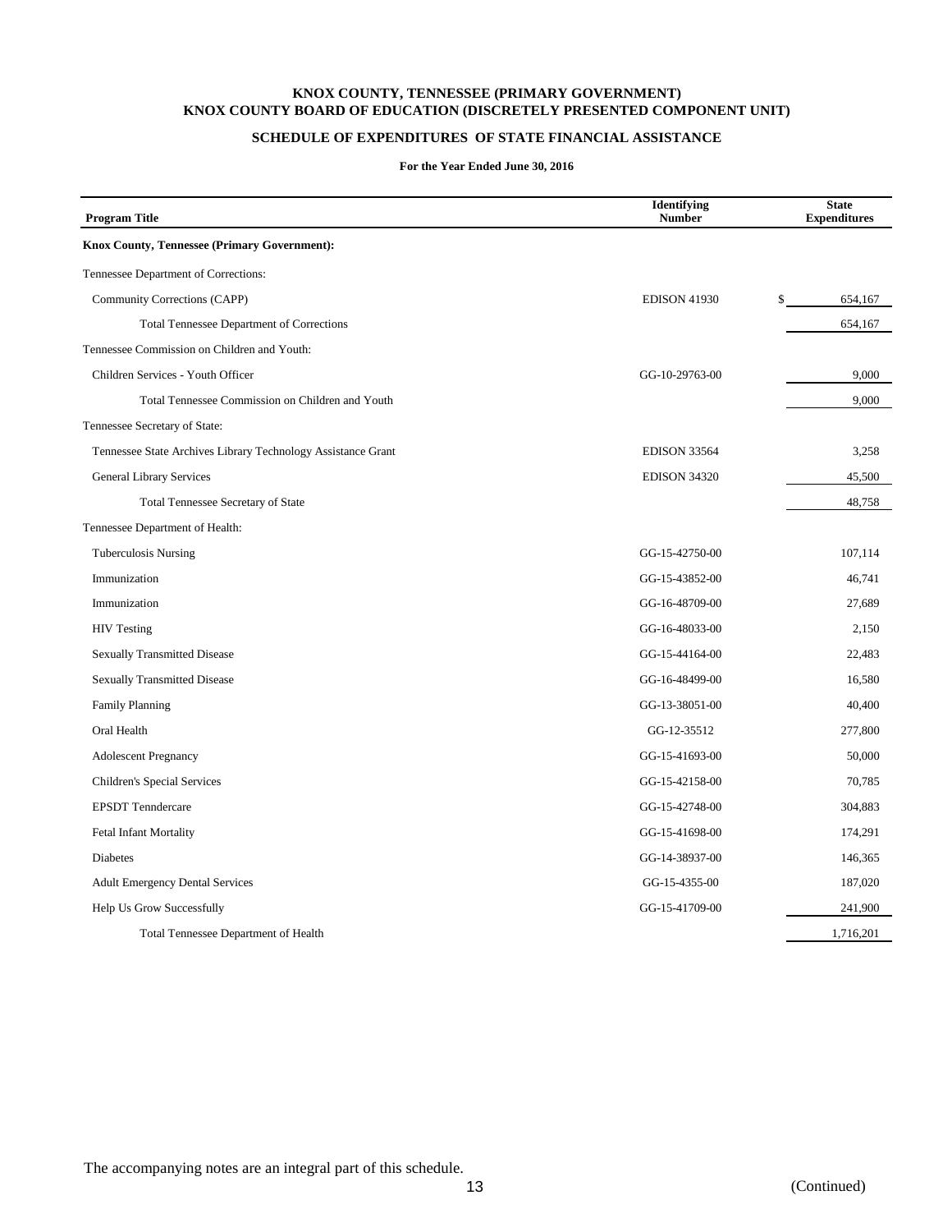# KNOX COUNTY, TENNESSEE (PRIMARY GOVERNMENT)
# KNOX COUNTY BOARD OF EDUCATION (DISCRETELY PRESENTED COMPONENT UNIT)

## SCHEDULE OF EXPENDITURES OF STATE FINANCIAL ASSISTANCE

**For the Year Ended June 30, 2016**

| Program Title | Identifying Number | State Expenditures |
|---|---|---|
| **Knox County, Tennessee (Primary Government):** | | |
| Tennessee Department of Corrections: | | |
| Community Corrections (CAPP) | EDISON 41930 | $ 654,167 |
| Total Tennessee Department of Corrections | | 654,167 |
| Tennessee Commission on Children and Youth: | | |
| Children Services - Youth Officer | GG-10-29763-00 | 9,000 |
| Total Tennessee Commission on Children and Youth | | 9,000 |
| Tennessee Secretary of State: | | |
| Tennessee State Archives Library Technology Assistance Grant | EDISON 33564 | 3,258 |
| General Library Services | EDISON 34320 | 45,500 |
| Total Tennessee Secretary of State | | 48,758 |
| Tennessee Department of Health: | | |
| Tuberculosis Nursing | GG-15-42750-00 | 107,114 |
| Immunization | GG-15-43852-00 | 46,741 |
| Immunization | GG-16-48709-00 | 27,689 |
| HIV Testing | GG-16-48033-00 | 2,150 |
| Sexually Transmitted Disease | GG-15-44164-00 | 22,483 |
| Sexually Transmitted Disease | GG-16-48499-00 | 16,580 |
| Family Planning | GG-13-38051-00 | 40,400 |
| Oral Health | GG-12-35512 | 277,800 |
| Adolescent Pregnancy | GG-15-41693-00 | 50,000 |
| Children's Special Services | GG-15-42158-00 | 70,785 |
| EPSDT Tenndercare | GG-15-42748-00 | 304,883 |
| Fetal Infant Mortality | GG-15-41698-00 | 174,291 |
| Diabetes | GG-14-38937-00 | 146,365 |
| Adult Emergency Dental Services | GG-15-4355-00 | 187,020 |
| Help Us Grow Successfully | GG-15-41709-00 | 241,900 |
| Total Tennessee Department of Health | | 1,716,201 |

The accompanying notes are an integral part of this schedule.

(Continued)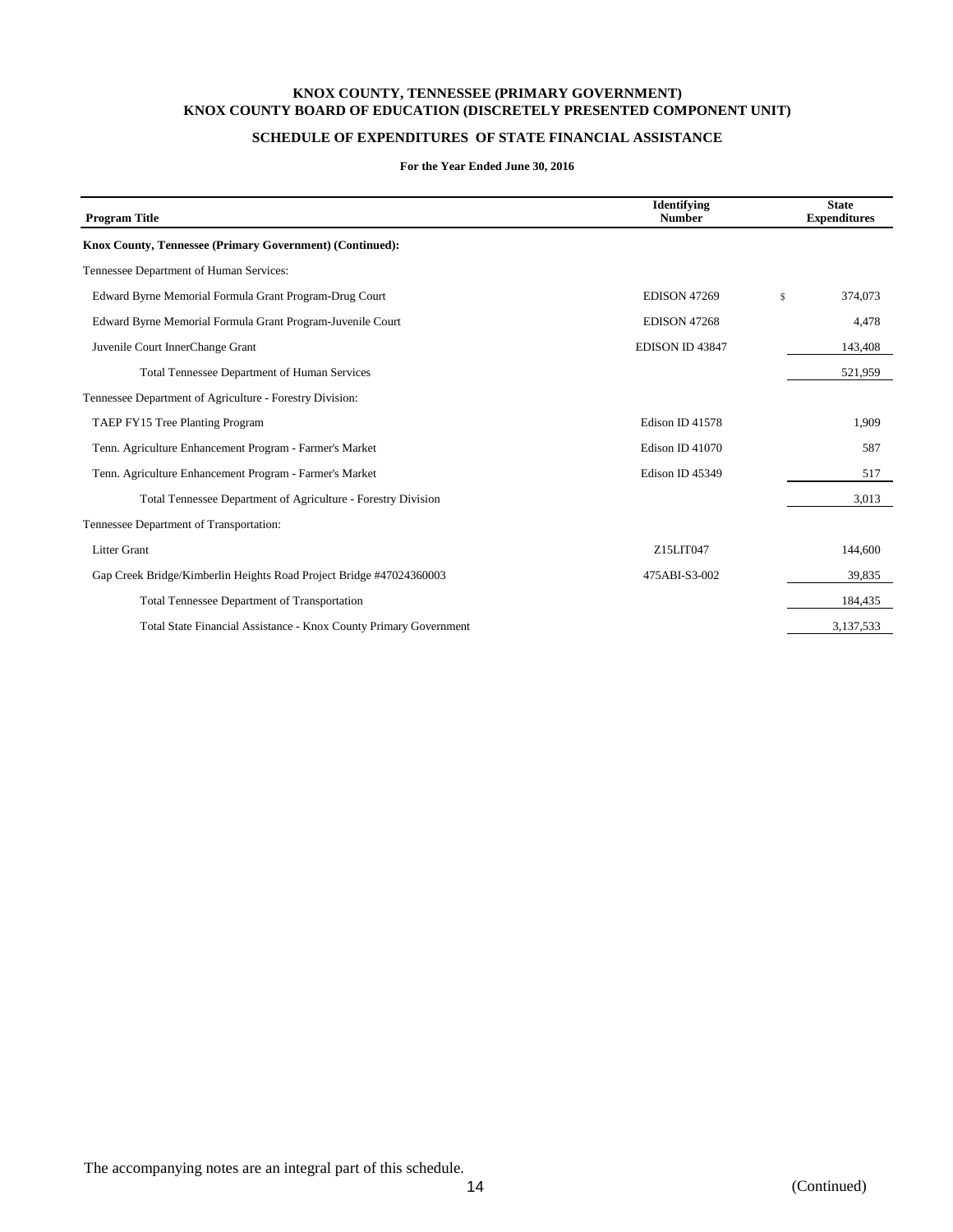# KNOX COUNTY, TENNESSEE (PRIMARY GOVERNMENT)
# KNOX COUNTY BOARD OF EDUCATION (DISCRETELY PRESENTED COMPONENT UNIT)

## SCHEDULE OF EXPENDITURES OF STATE FINANCIAL ASSISTANCE

**For the Year Ended June 30, 2016**

| Program Title | Identifying Number | State Expenditures |
|---|---|---|
| **Knox County, Tennessee (Primary Government) (Continued):** | | |
| Tennessee Department of Human Services: | | |
| Edward Byrne Memorial Formula Grant Program-Drug Court | EDISON 47269 | $ 374,073 |
| Edward Byrne Memorial Formula Grant Program-Juvenile Court | EDISON 47268 | 4,478 |
| Juvenile Court InnerChange Grant | EDISON ID 43847 | 143,408 |
| Total Tennessee Department of Human Services | | 521,959 |
| Tennessee Department of Agriculture - Forestry Division: | | |
| TAEP FY15 Tree Planting Program | Edison ID 41578 | 1,909 |
| Tenn. Agriculture Enhancement Program - Farmer's Market | Edison ID 41070 | 587 |
| Tenn. Agriculture Enhancement Program - Farmer's Market | Edison ID 45349 | 517 |
| Total Tennessee Department of Agriculture - Forestry Division | | 3,013 |
| Tennessee Department of Transportation: | | |
| Litter Grant | Z15LIT047 | 144,600 |
| Gap Creek Bridge/Kimberlin Heights Road Project Bridge #47024360003 | 475ABI-S3-002 | 39,835 |
| Total Tennessee Department of Transportation | | 184,435 |
| Total State Financial Assistance - Knox County Primary Government | | 3,137,533 |

The accompanying notes are an integral part of this schedule.

(Continued)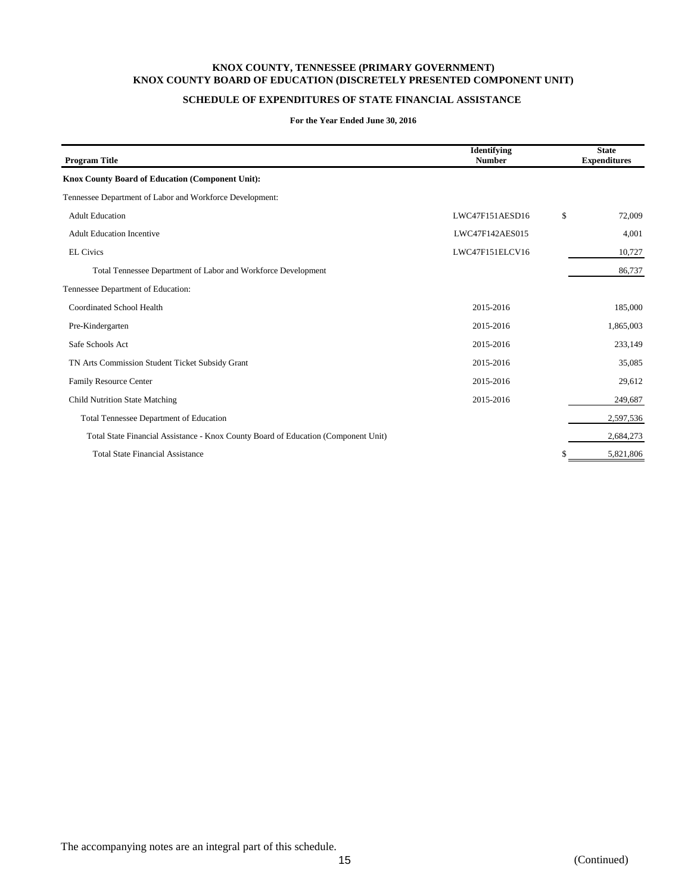# KNOX COUNTY, TENNESSEE (PRIMARY GOVERNMENT)
# KNOX COUNTY BOARD OF EDUCATION (DISCRETELY PRESENTED COMPONENT UNIT)

## SCHEDULE OF EXPENDITURES OF STATE FINANCIAL ASSISTANCE

**For the Year Ended June 30, 2016**

| Program Title | Identifying Number | State Expenditures |
|---|---|---|
| **Knox County Board of Education (Component Unit):** | | |
| Tennessee Department of Labor and Workforce Development: | | |
| Adult Education | LWC47F151AESD16 | $ 72,009 |
| Adult Education Incentive | LWC47F142AES015 | 4,001 |
| EL Civics | LWC47F151ELCV16 | 10,727 |
| Total Tennessee Department of Labor and Workforce Development | | 86,737 |
| Tennessee Department of Education: | | |
| Coordinated School Health | 2015-2016 | 185,000 |
| Pre-Kindergarten | 2015-2016 | 1,865,003 |
| Safe Schools Act | 2015-2016 | 233,149 |
| TN Arts Commission Student Ticket Subsidy Grant | 2015-2016 | 35,085 |
| Family Resource Center | 2015-2016 | 29,612 |
| Child Nutrition State Matching | 2015-2016 | 249,687 |
| Total Tennessee Department of Education | | 2,597,536 |
| Total State Financial Assistance - Knox County Board of Education (Component Unit) | | 2,684,273 |
| Total State Financial Assistance | | $ 5,821,806 |

The accompanying notes are an integral part of this schedule.

(Continued)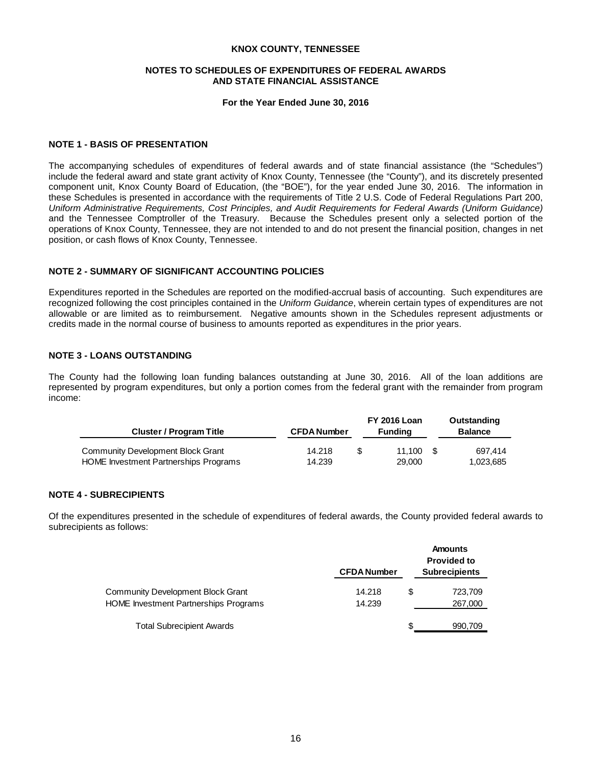# KNOX COUNTY, TENNESSEE

## NOTES TO SCHEDULES OF EXPENDITURES OF FEDERAL AWARDS AND STATE FINANCIAL ASSISTANCE

**For the Year Ended June 30, 2016**

### NOTE 1 - BASIS OF PRESENTATION

The accompanying schedules of expenditures of federal awards and of state financial assistance (the "Schedules") include the federal award and state grant activity of Knox County, Tennessee (the "County"), and its discretely presented component unit, Knox County Board of Education, (the "BOE"), for the year ended June 30, 2016. The information in these Schedules is presented in accordance with the requirements of Title 2 U.S. Code of Federal Regulations Part 200, *Uniform Administrative Requirements, Cost Principles, and Audit Requirements for Federal Awards (Uniform Guidance)* and the Tennessee Comptroller of the Treasury. Because the Schedules present only a selected portion of the operations of Knox County, Tennessee, they are not intended to and do not present the financial position, changes in net position, or cash flows of Knox County, Tennessee.

### NOTE 2 - SUMMARY OF SIGNIFICANT ACCOUNTING POLICIES

Expenditures reported in the Schedules are reported on the modified-accrual basis of accounting. Such expenditures are recognized following the cost principles contained in the *Uniform Guidance*, wherein certain types of expenditures are not allowable or are limited as to reimbursement. Negative amounts shown in the Schedules represent adjustments or credits made in the normal course of business to amounts reported as expenditures in the prior years.

### NOTE 3 - LOANS OUTSTANDING

The County had the following loan funding balances outstanding at June 30, 2016. All of the loan additions are represented by program expenditures, but only a portion comes from the federal grant with the remainder from program income:

| Cluster / Program Title | CFDA Number | FY 2016 Loan Funding | Outstanding Balance |
|---|---|---|---|
| Community Development Block Grant | 14.218 | $ 11,100 | $ 697,414 |
| HOME Investment Partnerships Programs | 14.239 | 29,000 | 1,023,685 |

### NOTE 4 - SUBRECIPIENTS

Of the expenditures presented in the schedule of expenditures of federal awards, the County provided federal awards to subrecipients as follows:

| | CFDA Number | Amounts Provided to Subrecipients |
|---|---|---|
| Community Development Block Grant | 14.218 | $ 723,709 |
| HOME Investment Partnerships Programs | 14.239 | 267,000 |
| Total Subrecipient Awards | | $ 990,709 |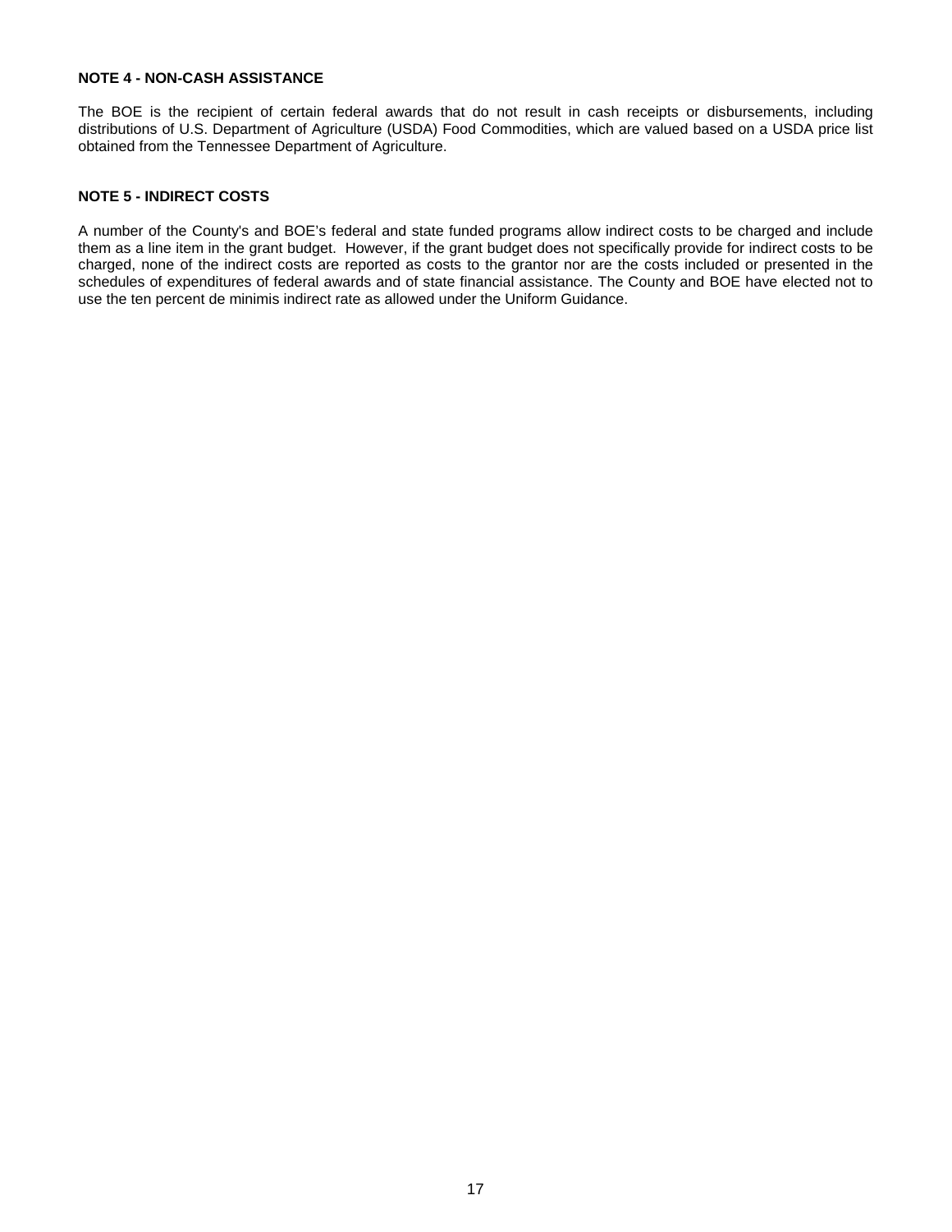**NOTE 4 - NON-CASH ASSISTANCE**

The BOE is the recipient of certain federal awards that do not result in cash receipts or disbursements, including distributions of U.S. Department of Agriculture (USDA) Food Commodities, which are valued based on a USDA price list obtained from the Tennessee Department of Agriculture.

**NOTE 5 - INDIRECT COSTS**

A number of the County's and BOE's federal and state funded programs allow indirect costs to be charged and include them as a line item in the grant budget. However, if the grant budget does not specifically provide for indirect costs to be charged, none of the indirect costs are reported as costs to the grantor nor are the costs included or presented in the schedules of expenditures of federal awards and of state financial assistance. The County and BOE have elected not to use the ten percent de minimis indirect rate as allowed under the Uniform Guidance.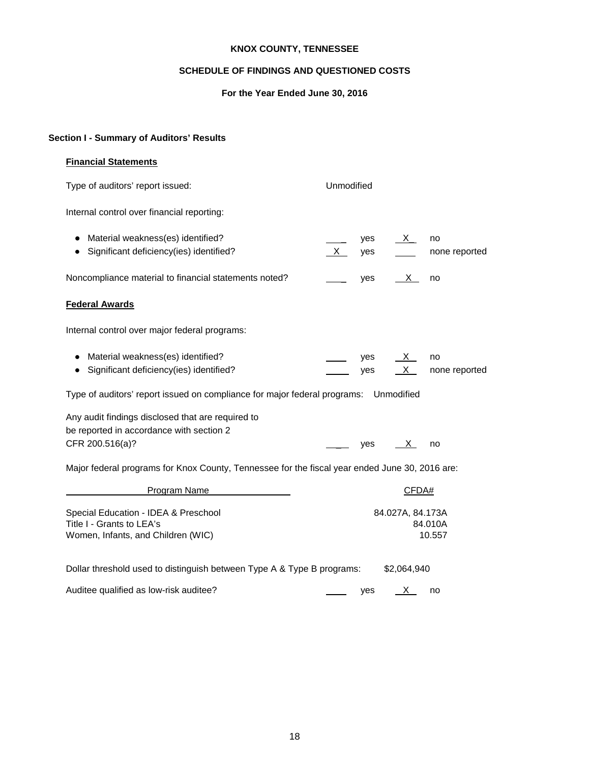**KNOX COUNTY, TENNESSEE**

**SCHEDULE OF FINDINGS AND QUESTIONED COSTS**

**For the Year Ended June 30, 2016**

## Section I - Summary of Auditors' Results

### Financial Statements

Type of auditors' report issued: Unmodified

Internal control over financial reporting:

| | | | | |
|---|---|---|---|---|
| • Material weakness(es) identified? | ___ | yes | X | no |
| • Significant deficiency(ies) identified? | X | yes | ___ | none reported |

| | | | | |
|---|---|---|---|---|
| Noncompliance material to financial statements noted? | ___ | yes | X | no |

### Federal Awards

Internal control over major federal programs:

| | | | | |
|---|---|---|---|---|
| • Material weakness(es) identified? | ___ | yes | X | no |
| • Significant deficiency(ies) identified? | ___ | yes | X | none reported |

Type of auditors' report issued on compliance for major federal programs: Unmodified

| | | | | |
|---|---|---|---|---|
| Any audit findings disclosed that are required to be reported in accordance with section 2 CFR 200.516(a)? | ___ | yes | X | no |

Major federal programs for Knox County, Tennessee for the fiscal year ended June 30, 2016 are:

| Program Name | CFDA# |
|---|---|
| Special Education - IDEA & Preschool | 84.027A, 84.173A |
| Title I - Grants to LEA's | 84.010A |
| Women, Infants, and Children (WIC) | 10.557 |

Dollar threshold used to distinguish between Type A & Type B programs: $2,064,940

| | | | | |
|---|---|---|---|---|
| Auditee qualified as low-risk auditee? | ___ | yes | X | no |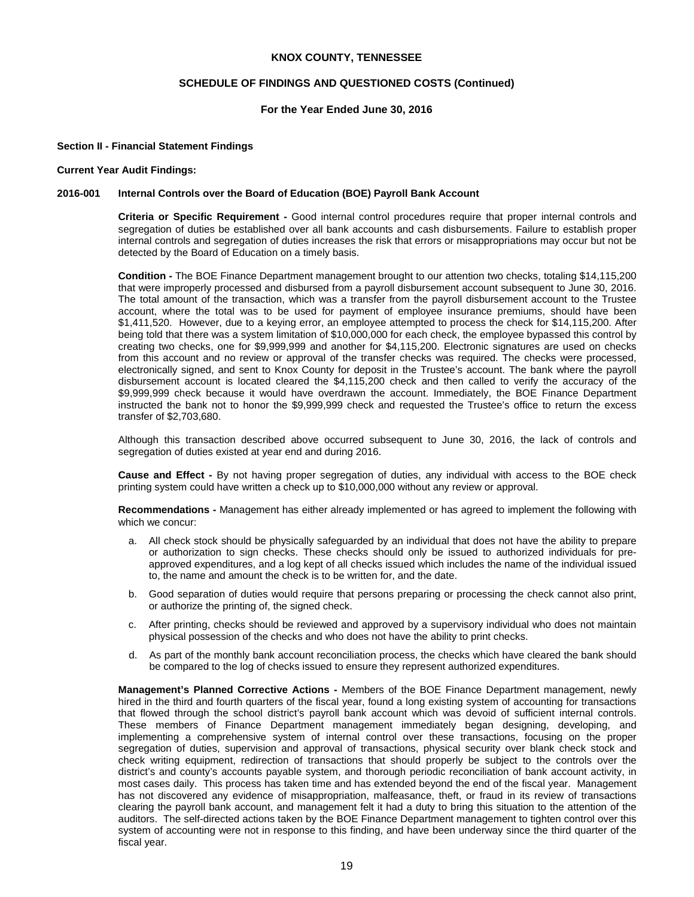# KNOX COUNTY, TENNESSEE

## SCHEDULE OF FINDINGS AND QUESTIONED COSTS (Continued)

### For the Year Ended June 30, 2016

**Section II - Financial Statement Findings**

**Current Year Audit Findings:**

**2016-001 Internal Controls over the Board of Education (BOE) Payroll Bank Account**

**Criteria or Specific Requirement -** Good internal control procedures require that proper internal controls and segregation of duties be established over all bank accounts and cash disbursements. Failure to establish proper internal controls and segregation of duties increases the risk that errors or misappropriations may occur but not be detected by the Board of Education on a timely basis.

**Condition -** The BOE Finance Department management brought to our attention two checks, totaling $14,115,200 that were improperly processed and disbursed from a payroll disbursement account subsequent to June 30, 2016. The total amount of the transaction, which was a transfer from the payroll disbursement account to the Trustee account, where the total was to be used for payment of employee insurance premiums, should have been $1,411,520. However, due to a keying error, an employee attempted to process the check for $14,115,200. After being told that there was a system limitation of $10,000,000 for each check, the employee bypassed this control by creating two checks, one for $9,999,999 and another for $4,115,200. Electronic signatures are used on checks from this account and no review or approval of the transfer checks was required. The checks were processed, electronically signed, and sent to Knox County for deposit in the Trustee's account. The bank where the payroll disbursement account is located cleared the $4,115,200 check and then called to verify the accuracy of the $9,999,999 check because it would have overdrawn the account. Immediately, the BOE Finance Department instructed the bank not to honor the $9,999,999 check and requested the Trustee's office to return the excess transfer of $2,703,680.

Although this transaction described above occurred subsequent to June 30, 2016, the lack of controls and segregation of duties existed at year end and during 2016.

**Cause and Effect -** By not having proper segregation of duties, any individual with access to the BOE check printing system could have written a check up to $10,000,000 without any review or approval.

**Recommendations -** Management has either already implemented or has agreed to implement the following with which we concur:

a. All check stock should be physically safeguarded by an individual that does not have the ability to prepare or authorization to sign checks. These checks should only be issued to authorized individuals for pre-approved expenditures, and a log kept of all checks issued which includes the name of the individual issued to, the name and amount the check is to be written for, and the date.

b. Good separation of duties would require that persons preparing or processing the check cannot also print, or authorize the printing of, the signed check.

c. After printing, checks should be reviewed and approved by a supervisory individual who does not maintain physical possession of the checks and who does not have the ability to print checks.

d. As part of the monthly bank account reconciliation process, the checks which have cleared the bank should be compared to the log of checks issued to ensure they represent authorized expenditures.

**Management's Planned Corrective Actions -** Members of the BOE Finance Department management, newly hired in the third and fourth quarters of the fiscal year, found a long existing system of accounting for transactions that flowed through the school district's payroll bank account which was devoid of sufficient internal controls. These members of Finance Department management immediately began designing, developing, and implementing a comprehensive system of internal control over these transactions, focusing on the proper segregation of duties, supervision and approval of transactions, physical security over blank check stock and check writing equipment, redirection of transactions that should properly be subject to the controls over the district's and county's accounts payable system, and thorough periodic reconciliation of bank account activity, in most cases daily. This process has taken time and has extended beyond the end of the fiscal year. Management has not discovered any evidence of misappropriation, malfeasance, theft, or fraud in its review of transactions clearing the payroll bank account, and management felt it had a duty to bring this situation to the attention of the auditors. The self-directed actions taken by the BOE Finance Department management to tighten control over this system of accounting were not in response to this finding, and have been underway since the third quarter of the fiscal year.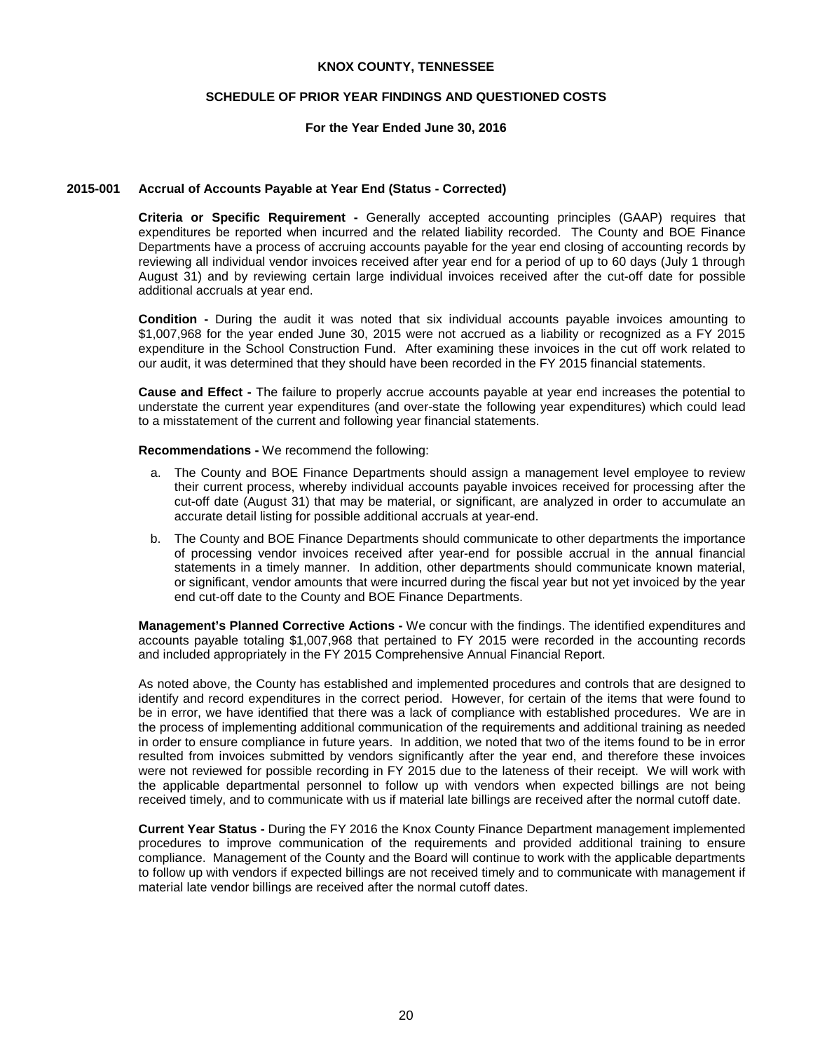**KNOX COUNTY, TENNESSEE**

**SCHEDULE OF PRIOR YEAR FINDINGS AND QUESTIONED COSTS**

**For the Year Ended June 30, 2016**

### 2015-001 Accrual of Accounts Payable at Year End (Status - Corrected)

**Criteria or Specific Requirement -** Generally accepted accounting principles (GAAP) requires that expenditures be reported when incurred and the related liability recorded. The County and BOE Finance Departments have a process of accruing accounts payable for the year end closing of accounting records by reviewing all individual vendor invoices received after year end for a period of up to 60 days (July 1 through August 31) and by reviewing certain large individual invoices received after the cut-off date for possible additional accruals at year end.

**Condition -** During the audit it was noted that six individual accounts payable invoices amounting to $1,007,968 for the year ended June 30, 2015 were not accrued as a liability or recognized as a FY 2015 expenditure in the School Construction Fund. After examining these invoices in the cut off work related to our audit, it was determined that they should have been recorded in the FY 2015 financial statements.

**Cause and Effect -** The failure to properly accrue accounts payable at year end increases the potential to understate the current year expenditures (and over-state the following year expenditures) which could lead to a misstatement of the current and following year financial statements.

**Recommendations -** We recommend the following:

a. The County and BOE Finance Departments should assign a management level employee to review their current process, whereby individual accounts payable invoices received for processing after the cut-off date (August 31) that may be material, or significant, are analyzed in order to accumulate an accurate detail listing for possible additional accruals at year-end.

b. The County and BOE Finance Departments should communicate to other departments the importance of processing vendor invoices received after year-end for possible accrual in the annual financial statements in a timely manner. In addition, other departments should communicate known material, or significant, vendor amounts that were incurred during the fiscal year but not yet invoiced by the year end cut-off date to the County and BOE Finance Departments.

**Management's Planned Corrective Actions -** We concur with the findings. The identified expenditures and accounts payable totaling $1,007,968 that pertained to FY 2015 were recorded in the accounting records and included appropriately in the FY 2015 Comprehensive Annual Financial Report.

As noted above, the County has established and implemented procedures and controls that are designed to identify and record expenditures in the correct period. However, for certain of the items that were found to be in error, we have identified that there was a lack of compliance with established procedures. We are in the process of implementing additional communication of the requirements and additional training as needed in order to ensure compliance in future years. In addition, we noted that two of the items found to be in error resulted from invoices submitted by vendors significantly after the year end, and therefore these invoices were not reviewed for possible recording in FY 2015 due to the lateness of their receipt. We will work with the applicable departmental personnel to follow up with vendors when expected billings are not being received timely, and to communicate with us if material late billings are received after the normal cutoff date.

**Current Year Status -** During the FY 2016 the Knox County Finance Department management implemented procedures to improve communication of the requirements and provided additional training to ensure compliance. Management of the County and the Board will continue to work with the applicable departments to follow up with vendors if expected billings are not received timely and to communicate with management if material late vendor billings are received after the normal cutoff dates.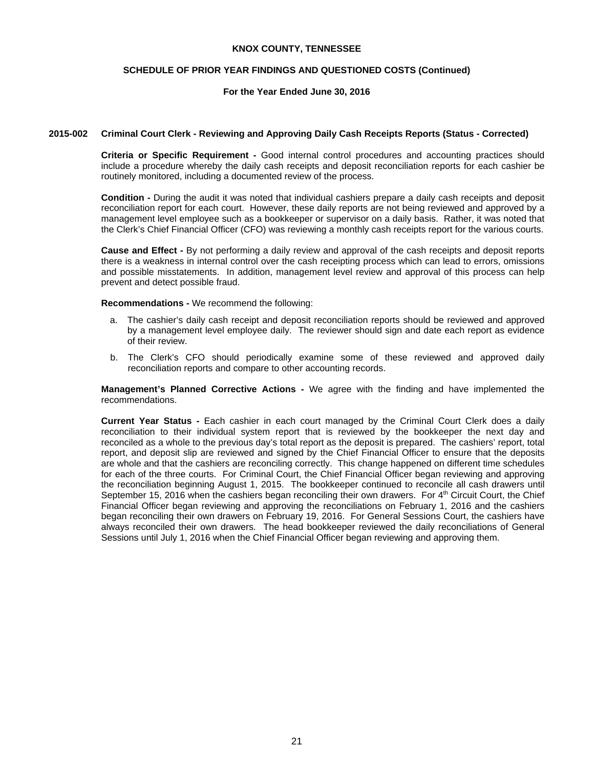**KNOX COUNTY, TENNESSEE**

**SCHEDULE OF PRIOR YEAR FINDINGS AND QUESTIONED COSTS (Continued)**

**For the Year Ended June 30, 2016**

**2015-002 Criminal Court Clerk - Reviewing and Approving Daily Cash Receipts Reports (Status - Corrected)**

**Criteria or Specific Requirement -** Good internal control procedures and accounting practices should include a procedure whereby the daily cash receipts and deposit reconciliation reports for each cashier be routinely monitored, including a documented review of the process.

**Condition -** During the audit it was noted that individual cashiers prepare a daily cash receipts and deposit reconciliation report for each court. However, these daily reports are not being reviewed and approved by a management level employee such as a bookkeeper or supervisor on a daily basis. Rather, it was noted that the Clerk's Chief Financial Officer (CFO) was reviewing a monthly cash receipts report for the various courts.

**Cause and Effect -** By not performing a daily review and approval of the cash receipts and deposit reports there is a weakness in internal control over the cash receipting process which can lead to errors, omissions and possible misstatements. In addition, management level review and approval of this process can help prevent and detect possible fraud.

**Recommendations -** We recommend the following:

a. The cashier's daily cash receipt and deposit reconciliation reports should be reviewed and approved by a management level employee daily. The reviewer should sign and date each report as evidence of their review.

b. The Clerk's CFO should periodically examine some of these reviewed and approved daily reconciliation reports and compare to other accounting records.

**Management's Planned Corrective Actions -** We agree with the finding and have implemented the recommendations.

**Current Year Status -** Each cashier in each court managed by the Criminal Court Clerk does a daily reconciliation to their individual system report that is reviewed by the bookkeeper the next day and reconciled as a whole to the previous day's total report as the deposit is prepared. The cashiers' report, total report, and deposit slip are reviewed and signed by the Chief Financial Officer to ensure that the deposits are whole and that the cashiers are reconciling correctly. This change happened on different time schedules for each of the three courts. For Criminal Court, the Chief Financial Officer began reviewing and approving the reconciliation beginning August 1, 2015. The bookkeeper continued to reconcile all cash drawers until September 15, 2016 when the cashiers began reconciling their own drawers. For 4th Circuit Court, the Chief Financial Officer began reviewing and approving the reconciliations on February 1, 2016 and the cashiers began reconciling their own drawers on February 19, 2016. For General Sessions Court, the cashiers have always reconciled their own drawers. The head bookkeeper reviewed the daily reconciliations of General Sessions until July 1, 2016 when the Chief Financial Officer began reviewing and approving them.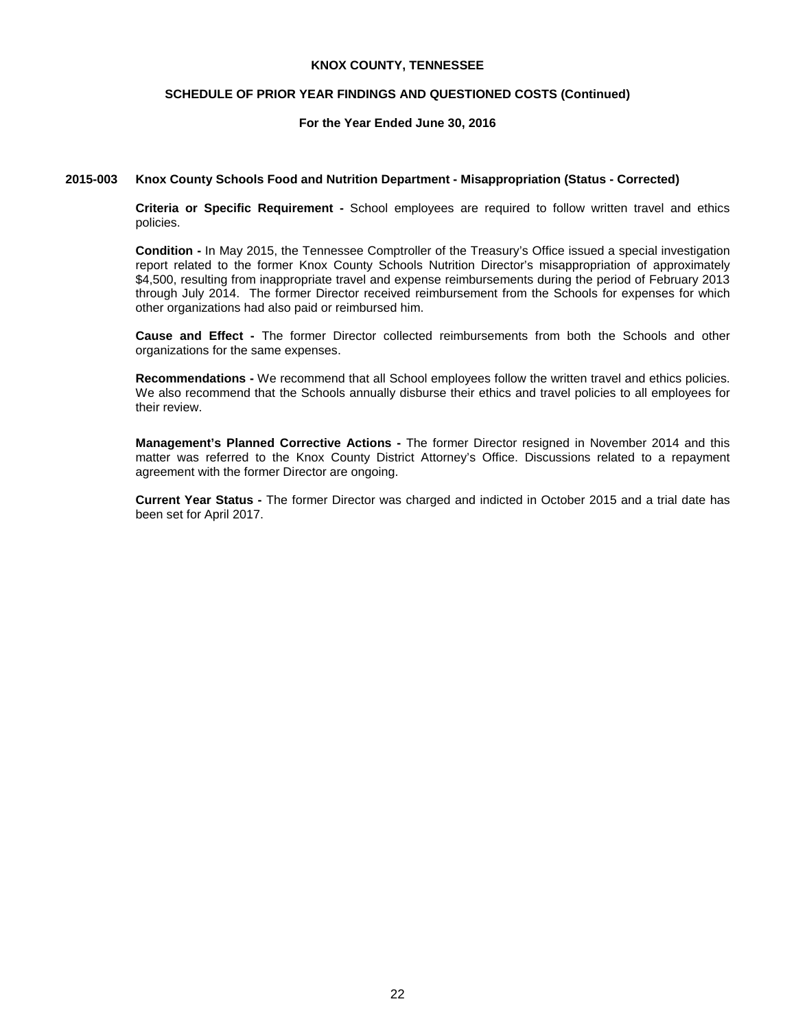# KNOX COUNTY, TENNESSEE

## SCHEDULE OF PRIOR YEAR FINDINGS AND QUESTIONED COSTS (Continued)

### For the Year Ended June 30, 2016

**2015-003 Knox County Schools Food and Nutrition Department - Misappropriation (Status - Corrected)**

**Criteria or Specific Requirement -** School employees are required to follow written travel and ethics policies.

**Condition -** In May 2015, the Tennessee Comptroller of the Treasury's Office issued a special investigation report related to the former Knox County Schools Nutrition Director's misappropriation of approximately $4,500, resulting from inappropriate travel and expense reimbursements during the period of February 2013 through July 2014. The former Director received reimbursement from the Schools for expenses for which other organizations had also paid or reimbursed him.

**Cause and Effect -** The former Director collected reimbursements from both the Schools and other organizations for the same expenses.

**Recommendations -** We recommend that all School employees follow the written travel and ethics policies. We also recommend that the Schools annually disburse their ethics and travel policies to all employees for their review.

**Management's Planned Corrective Actions -** The former Director resigned in November 2014 and this matter was referred to the Knox County District Attorney's Office. Discussions related to a repayment agreement with the former Director are ongoing.

**Current Year Status -** The former Director was charged and indicted in October 2015 and a trial date has been set for April 2017.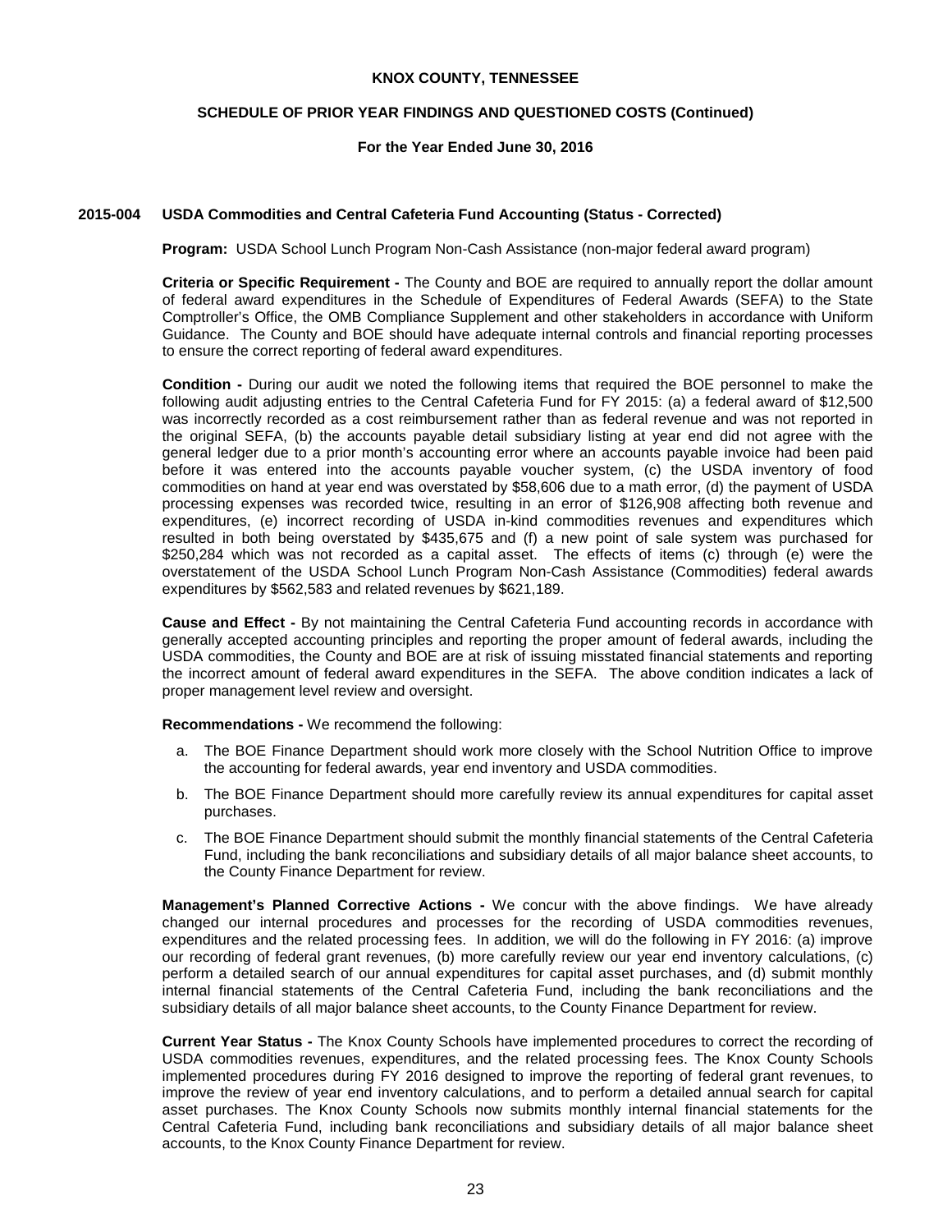**KNOX COUNTY, TENNESSEE**

**SCHEDULE OF PRIOR YEAR FINDINGS AND QUESTIONED COSTS (Continued)**

**For the Year Ended June 30, 2016**

### 2015-004 USDA Commodities and Central Cafeteria Fund Accounting (Status - Corrected)

**Program:** USDA School Lunch Program Non-Cash Assistance (non-major federal award program)

**Criteria or Specific Requirement -** The County and BOE are required to annually report the dollar amount of federal award expenditures in the Schedule of Expenditures of Federal Awards (SEFA) to the State Comptroller's Office, the OMB Compliance Supplement and other stakeholders in accordance with Uniform Guidance. The County and BOE should have adequate internal controls and financial reporting processes to ensure the correct reporting of federal award expenditures.

**Condition -** During our audit we noted the following items that required the BOE personnel to make the following audit adjusting entries to the Central Cafeteria Fund for FY 2015: (a) a federal award of $12,500 was incorrectly recorded as a cost reimbursement rather than as federal revenue and was not reported in the original SEFA, (b) the accounts payable detail subsidiary listing at year end did not agree with the general ledger due to a prior month's accounting error where an accounts payable invoice had been paid before it was entered into the accounts payable voucher system, (c) the USDA inventory of food commodities on hand at year end was overstated by $58,606 due to a math error, (d) the payment of USDA processing expenses was recorded twice, resulting in an error of $126,908 affecting both revenue and expenditures, (e) incorrect recording of USDA in-kind commodities revenues and expenditures which resulted in both being overstated by $435,675 and (f) a new point of sale system was purchased for $250,284 which was not recorded as a capital asset. The effects of items (c) through (e) were the overstatement of the USDA School Lunch Program Non-Cash Assistance (Commodities) federal awards expenditures by $562,583 and related revenues by $621,189.

**Cause and Effect -** By not maintaining the Central Cafeteria Fund accounting records in accordance with generally accepted accounting principles and reporting the proper amount of federal awards, including the USDA commodities, the County and BOE are at risk of issuing misstated financial statements and reporting the incorrect amount of federal award expenditures in the SEFA. The above condition indicates a lack of proper management level review and oversight.

**Recommendations -** We recommend the following:

a. The BOE Finance Department should work more closely with the School Nutrition Office to improve the accounting for federal awards, year end inventory and USDA commodities.

b. The BOE Finance Department should more carefully review its annual expenditures for capital asset purchases.

c. The BOE Finance Department should submit the monthly financial statements of the Central Cafeteria Fund, including the bank reconciliations and subsidiary details of all major balance sheet accounts, to the County Finance Department for review.

**Management's Planned Corrective Actions -** We concur with the above findings. We have already changed our internal procedures and processes for the recording of USDA commodities revenues, expenditures and the related processing fees. In addition, we will do the following in FY 2016: (a) improve our recording of federal grant revenues, (b) more carefully review our year end inventory calculations, (c) perform a detailed search of our annual expenditures for capital asset purchases, and (d) submit monthly internal financial statements of the Central Cafeteria Fund, including the bank reconciliations and the subsidiary details of all major balance sheet accounts, to the County Finance Department for review.

**Current Year Status -** The Knox County Schools have implemented procedures to correct the recording of USDA commodities revenues, expenditures, and the related processing fees. The Knox County Schools implemented procedures during FY 2016 designed to improve the reporting of federal grant revenues, to improve the review of year end inventory calculations, and to perform a detailed annual search for capital asset purchases. The Knox County Schools now submits monthly internal financial statements for the Central Cafeteria Fund, including bank reconciliations and subsidiary details of all major balance sheet accounts, to the Knox County Finance Department for review.